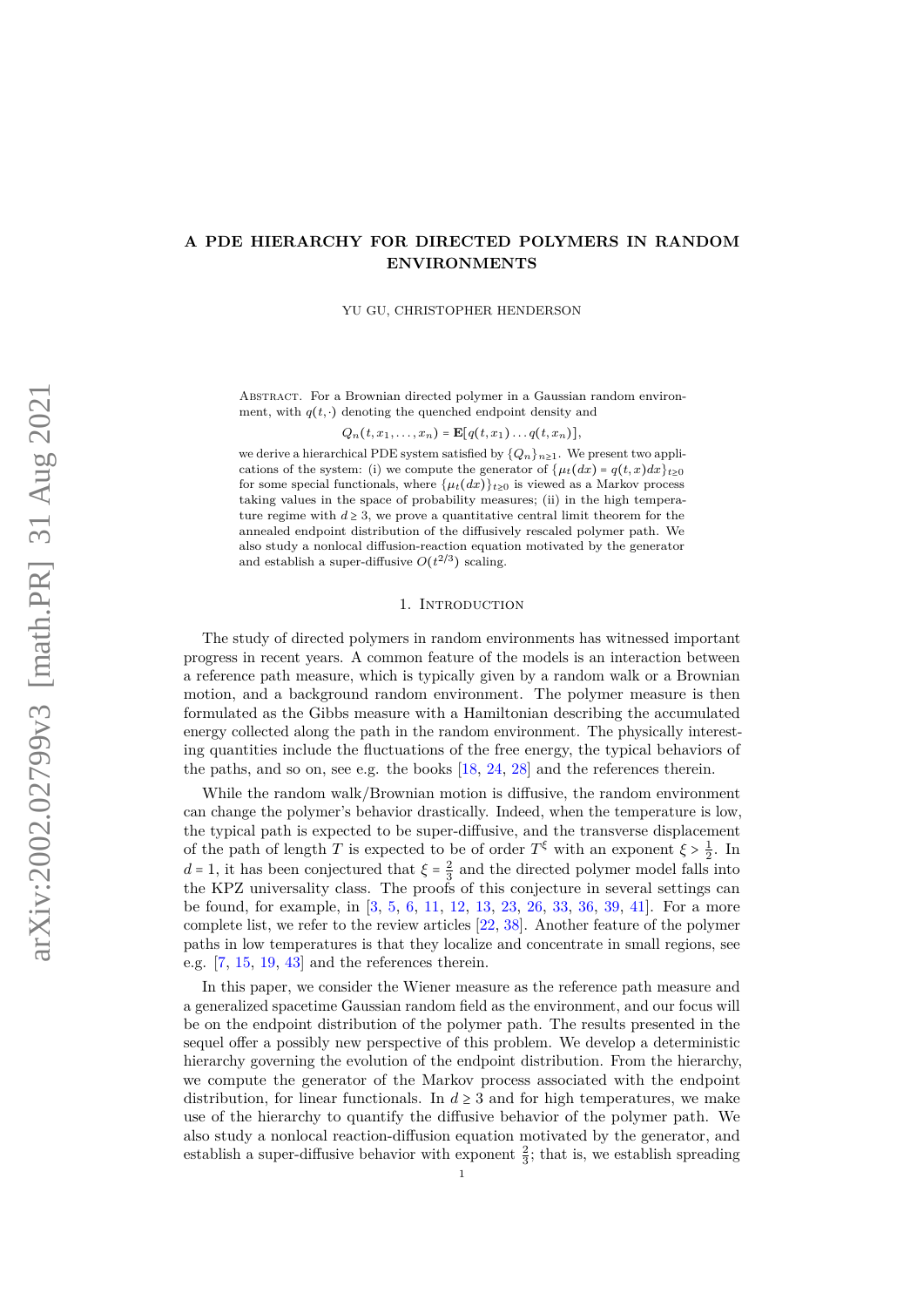# A PDE HIERARCHY FOR DIRECTED POLYMERS IN RANDOM ENVIRONMENTS

YU GU, CHRISTOPHER HENDERSON

Abstract. For a Brownian directed polymer in a Gaussian random environment, with $q(t,\cdot)$ denoting the quenched endpoint density and

$$Q_n(t,x_1,\ldots,x_n) = \mathbf{E}[q(t,x_1)\ldots q(t,x_n)],$$

we derive a hierarchical PDE system satisfied by $\{Q_n\}_{n\geq 1}$. We present two applications of the system: (i) we compute the generator of $\{\mu_t(dx) = q(t,x)dx\}_{t\geq 0}$ for some special functionals, where $\{\mu_t(dx)\}_{t\geq 0}$ is viewed as a Markov process taking values in the space of probability measures; (ii) in the high temperature regime with $d\geq 3$, we prove a quantitative central limit theorem for the annealed endpoint distribution of the diffusively rescaled polymer path. We also study a nonlocal diffusion-reaction equation motivated by the generator and establish a super-diffusive $O(t^{2/3})$ scaling.

## 1. Introduction

The study of directed polymers in random environments has witnessed important progress in recent years. A common feature of the models is an interaction between a reference path measure, which is typically given by a random walk or a Brownian motion, and a background random environment. The polymer measure is then formulated as the Gibbs measure with a Hamiltonian describing the accumulated energy collected along the path in the random environment. The physically interesting quantities include the fluctuations of the free energy, the typical behaviors of the paths, and so on, see e.g. the books [18, 24, 28] and the references therein.

While the random walk/Brownian motion is diffusive, the random environment can change the polymer's behavior drastically. Indeed, when the temperature is low, the typical path is expected to be super-diffusive, and the transverse displacement of the path of length $T$ is expected to be of order $T^{\xi}$ with an exponent $\xi > \frac{1}{2}$. In $d = 1$, it has been conjectured that $\xi = \frac{2}{3}$ and the directed polymer model falls into the KPZ universality class. The proofs of this conjecture in several settings can be found, for example, in [3, 5, 6, 11, 12, 13, 23, 26, 33, 36, 39, 41]. For a more complete list, we refer to the review articles [22, 38]. Another feature of the polymer paths in low temperatures is that they localize and concentrate in small regions, see e.g. [7, 15, 19, 43] and the references therein.

In this paper, we consider the Wiener measure as the reference path measure and a generalized spacetime Gaussian random field as the environment, and our focus will be on the endpoint distribution of the polymer path. The results presented in the sequel offer a possibly new perspective of this problem. We develop a deterministic hierarchy governing the evolution of the endpoint distribution. From the hierarchy, we compute the generator of the Markov process associated with the endpoint distribution, for linear functionals. In $d \geq 3$ and for high temperatures, we make use of the hierarchy to quantify the diffusive behavior of the polymer path. We also study a nonlocal reaction-diffusion equation motivated by the generator, and establish a super-diffusive behavior with exponent $\frac{2}{3}$; that is, we establish spreading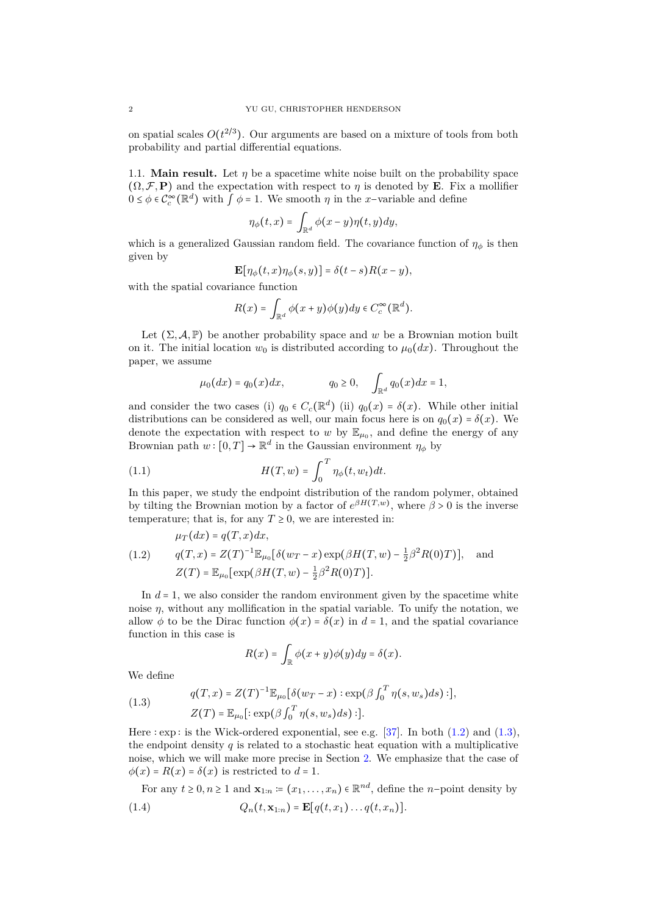on spatial scales $O(t^{2/3})$. Our arguments are based on a mixture of tools from both probability and partial differential equations.

1.1. **Main result.** Let $\eta$ be a spacetime white noise built on the probability space $(\Omega, \mathcal{F}, \mathbf{P})$ and the expectation with respect to $\eta$ is denoted by $\mathbf{E}$. Fix a mollifier $0 \le \phi \in \mathcal{C}_c^\infty(\mathbb{R}^d)$ with $\int \phi = 1$. We smooth $\eta$ in the $x$−variable and define

$$\eta_\phi(t,x) = \int_{\mathbb{R}^d} \phi(x-y)\eta(t,y)dy,$$

which is a generalized Gaussian random field. The covariance function of $\eta_\phi$ is then given by

$$\mathbf{E}[\eta_\phi(t,x)\eta_\phi(s,y)] = \delta(t-s)R(x-y),$$

with the spatial covariance function

$$R(x) = \int_{\mathbb{R}^d} \phi(x+y)\phi(y)dy \in C_c^\infty(\mathbb{R}^d).$$

Let $(\Sigma, \mathcal{A}, \mathbb{P})$ be another probability space and $w$ be a Brownian motion built on it. The initial location $w_0$ is distributed according to $\mu_0(dx)$. Throughout the paper, we assume

$$\mu_0(dx) = q_0(x)dx, \qquad q_0 \ge 0, \quad \int_{\mathbb{R}^d} q_0(x)dx = 1,$$

and consider the two cases (i) $q_0 \in C_c(\mathbb{R}^d)$ (ii) $q_0(x) = \delta(x)$. While other initial distributions can be considered as well, our main focus here is on $q_0(x) = \delta(x)$. We denote the expectation with respect to $w$ by $\mathbb{E}_{\mu_0}$, and define the energy of any Brownian path $w : [0,T] \to \mathbb{R}^d$ in the Gaussian environment $\eta_\phi$ by

$$H(T,w) = \int_0^T \eta_\phi(t,w_t)dt. \tag{1.1}$$

In this paper, we study the endpoint distribution of the random polymer, obtained by tilting the Brownian motion by a factor of $e^{\beta H(T,w)}$, where $\beta > 0$ is the inverse temperature; that is, for any $T \ge 0$, we are interested in:

$$\begin{aligned}
&\mu_T(dx) = q(T,x)dx, \\
&q(T,x) = Z(T)^{-1}\mathbb{E}_{\mu_0}[\delta(w_T - x)\exp(\beta H(T,w) - \tfrac{1}{2}\beta^2 R(0)T)], \quad \text{and} \\
&Z(T) = \mathbb{E}_{\mu_0}[\exp(\beta H(T,w) - \tfrac{1}{2}\beta^2 R(0)T)].
\end{aligned} \tag{1.2}$$

In $d = 1$, we also consider the random environment given by the spacetime white noise $\eta$, without any mollification in the spatial variable. To unify the notation, we allow $\phi$ to be the Dirac function $\phi(x) = \delta(x)$ in $d = 1$, and the spatial covariance function in this case is

$$R(x) = \int_{\mathbb{R}} \phi(x+y)\phi(y)dy = \delta(x).$$

We define

$$\begin{aligned}
&q(T,x) = Z(T)^{-1}\mathbb{E}_{\mu_0}[\delta(w_T - x) : \exp(\beta \textstyle\int_0^T \eta(s,w_s)ds) :], \\
&Z(T) = \mathbb{E}_{\mu_0}[: \exp(\beta \textstyle\int_0^T \eta(s,w_s)ds) :].
\end{aligned} \tag{1.3}$$

Here $: \exp :$ is the Wick-ordered exponential, see e.g. [37]. In both (1.2) and (1.3), the endpoint density $q$ is related to a stochastic heat equation with a multiplicative noise, which we will make more precise in Section 2. We emphasize that the case of $\phi(x) = R(x) = \delta(x)$ is restricted to $d = 1$.

For any $t \ge 0, n \ge 1$ and $\mathbf{x}_{1:n} := (x_1, \ldots, x_n) \in \mathbb{R}^{nd}$, define the $n$−point density by

$$Q_n(t, \mathbf{x}_{1:n}) = \mathbf{E}[q(t,x_1)\ldots q(t,x_n)]. \tag{1.4}$$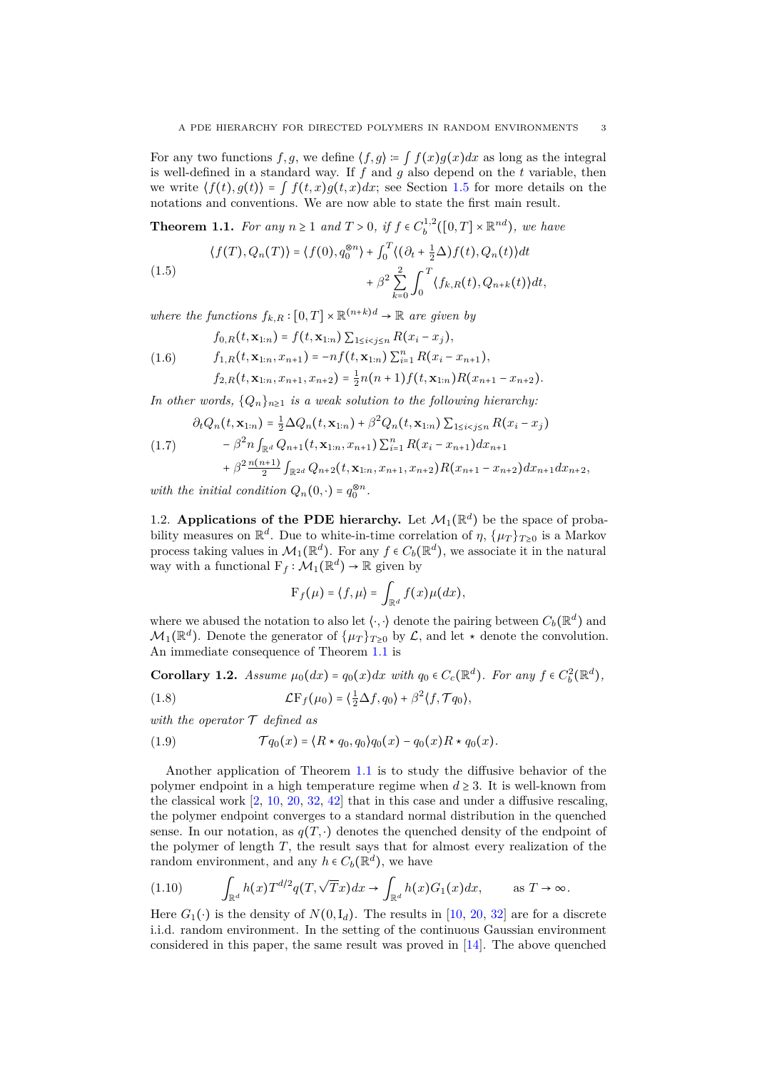For any two functions $f, g$, we define $\langle f, g\rangle := \int f(x)g(x)dx$ as long as the integral is well-defined in a standard way. If $f$ and $g$ also depend on the $t$ variable, then we write $\langle f(t), g(t)\rangle = \int f(t,x)g(t,x)dx$; see Section 1.5 for more details on the notations and conventions. We are now able to state the first main result.

**Theorem 1.1.** *For any $n \geq 1$ and $T > 0$, if $f \in C_b^{1,2}([0,T]\times\mathbb{R}^{nd})$, we have*

$$
\begin{aligned}
\langle f(T), Q_n(T)\rangle = \langle f(0), q_0^{\otimes n}\rangle &+ \int_0^T \langle (\partial_t + \tfrac{1}{2}\Delta) f(t), Q_n(t)\rangle dt \\
&+ \beta^2 \sum_{k=0}^{2} \int_0^T \langle f_{k,R}(t), Q_{n+k}(t)\rangle dt,
\end{aligned}
\tag{1.5}
$$

*where the functions $f_{k,R} : [0,T]\times\mathbb{R}^{(n+k)d} \to \mathbb{R}$ are given by*

$$
\begin{aligned}
&f_{0,R}(t,\mathbf{x}_{1:n}) = f(t,\mathbf{x}_{1:n}) \textstyle\sum_{1\leq i<j\leq n} R(x_i - x_j),\\
&f_{1,R}(t,\mathbf{x}_{1:n}, x_{n+1}) = -n f(t,\mathbf{x}_{1:n}) \textstyle\sum_{i=1}^{n} R(x_i - x_{n+1}),\\
&f_{2,R}(t,\mathbf{x}_{1:n}, x_{n+1}, x_{n+2}) = \tfrac{1}{2} n(n+1) f(t,\mathbf{x}_{1:n}) R(x_{n+1} - x_{n+2}).
\end{aligned}
\tag{1.6}
$$

*In other words, $\{Q_n\}_{n\geq 1}$ is a weak solution to the following hierarchy:*

$$
\begin{aligned}
\partial_t Q_n(t,\mathbf{x}_{1:n}) &= \tfrac{1}{2}\Delta Q_n(t,\mathbf{x}_{1:n}) + \beta^2 Q_n(t,\mathbf{x}_{1:n}) \textstyle\sum_{1\leq i<j\leq n} R(x_i - x_j)\\
&- \beta^2 n \int_{\mathbb{R}^d} Q_{n+1}(t,\mathbf{x}_{1:n}, x_{n+1}) \textstyle\sum_{i=1}^{n} R(x_i - x_{n+1}) dx_{n+1}\\
&+ \beta^2 \tfrac{n(n+1)}{2} \int_{\mathbb{R}^{2d}} Q_{n+2}(t,\mathbf{x}_{1:n}, x_{n+1}, x_{n+2}) R(x_{n+1} - x_{n+2}) dx_{n+1}dx_{n+2},
\end{aligned}
\tag{1.7}
$$

*with the initial condition $Q_n(0,\cdot) = q_0^{\otimes n}$.*

1.2. **Applications of the PDE hierarchy.** Let $\mathcal{M}_1(\mathbb{R}^d)$ be the space of probability measures on $\mathbb{R}^d$. Due to white-in-time correlation of $\eta$, $\{\mu_T\}_{T\geq 0}$ is a Markov process taking values in $\mathcal{M}_1(\mathbb{R}^d)$. For any $f \in C_b(\mathbb{R}^d)$, we associate it in the natural way with a functional $\mathrm{F}_f : \mathcal{M}_1(\mathbb{R}^d) \to \mathbb{R}$ given by

$$
\mathrm{F}_f(\mu) = \langle f, \mu\rangle = \int_{\mathbb{R}^d} f(x)\mu(dx),
$$

where we abused the notation to also let $\langle\cdot,\cdot\rangle$ denote the pairing between $C_b(\mathbb{R}^d)$ and $\mathcal{M}_1(\mathbb{R}^d)$. Denote the generator of $\{\mu_T\}_{T\geq 0}$ by $\mathcal{L}$, and let $\star$ denote the convolution. An immediate consequence of Theorem 1.1 is

**Corollary 1.2.** *Assume $\mu_0(dx) = q_0(x)dx$ with $q_0 \in C_c(\mathbb{R}^d)$. For any $f \in C_b^2(\mathbb{R}^d)$,*

$$
\mathcal{L}\mathrm{F}_f(\mu_0) = \langle \tfrac{1}{2}\Delta f, q_0\rangle + \beta^2 \langle f, \mathcal{T} q_0\rangle,
\tag{1.8}
$$

*with the operator $\mathcal{T}$ defined as*

$$
\mathcal{T} q_0(x) = \langle R \star q_0, q_0\rangle q_0(x) - q_0(x) R \star q_0(x).
\tag{1.9}
$$

Another application of Theorem 1.1 is to study the diffusive behavior of the polymer endpoint in a high temperature regime when $d \geq 3$. It is well-known from the classical work [2, 10, 20, 32, 42] that in this case and under a diffusive rescaling, the polymer endpoint converges to a standard normal distribution in the quenched sense. In our notation, as $q(T,\cdot)$ denotes the quenched density of the endpoint of the polymer of length $T$, the result says that for almost every realization of the random environment, and any $h \in C_b(\mathbb{R}^d)$, we have

$$
\int_{\mathbb{R}^d} h(x) T^{d/2} q(T, \sqrt{T}x) dx \to \int_{\mathbb{R}^d} h(x) G_1(x) dx, \qquad \text{as } T \to \infty.
\tag{1.10}
$$

Here $G_1(\cdot)$ is the density of $N(0, \mathrm{I}_d)$. The results in [10, 20, 32] are for a discrete i.i.d. random environment. In the setting of the continuous Gaussian environment considered in this paper, the same result was proved in [14]. The above quenched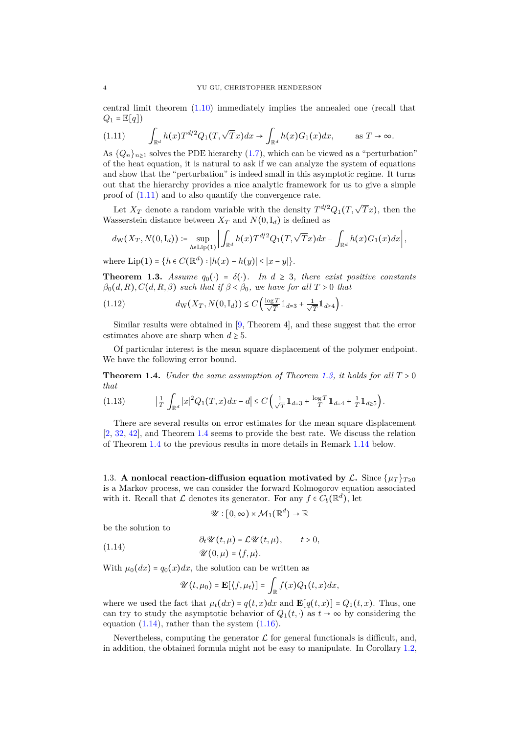central limit theorem (1.10) immediately implies the annealed one (recall that $Q_1 = \mathbb{E}[q]$)

$$\int_{\mathbb{R}^d} h(x) T^{d/2} Q_1(T, \sqrt{T} x) dx \to \int_{\mathbb{R}^d} h(x) G_1(x) dx, \qquad \text{as } T \to \infty. \tag{1.11}$$

As $\{Q_n\}_{n\geq 1}$ solves the PDE hierarchy (1.7), which can be viewed as a "perturbation" of the heat equation, it is natural to ask if we can analyze the system of equations and show that the "perturbation" is indeed small in this asymptotic regime. It turns out that the hierarchy provides a nice analytic framework for us to give a simple proof of (1.11) and to also quantify the convergence rate.

Let $X_T$ denote a random variable with the density $T^{d/2} Q_1(T, \sqrt{T} x)$, then the Wasserstein distance between $X_T$ and $N(0, \mathrm{I}_d)$ is defined as

$$d_{\mathrm{W}}(X_T, N(0, \mathrm{I}_d)) := \sup_{h \in \mathrm{Lip}(1)} \left| \int_{\mathbb{R}^d} h(x) T^{d/2} Q_1(T, \sqrt{T} x) dx - \int_{\mathbb{R}^d} h(x) G_1(x) dx \right|,$$

where $\mathrm{Lip}(1) = \{h \in C(\mathbb{R}^d) : |h(x) - h(y)| \leq |x - y|\}$.

**Theorem 1.3.** *Assume $q_0(\cdot) = \delta(\cdot)$. In $d \geq 3$, there exist positive constants $\beta_0(d, R), C(d, R, \beta)$ such that if $\beta < \beta_0$, we have for all $T > 0$ that*

$$d_{\mathrm{W}}(X_T, N(0, \mathrm{I}_d)) \leq C \left( \tfrac{\log T}{\sqrt{T}} \mathbb{1}_{d=3} + \tfrac{1}{\sqrt{T}} \mathbb{1}_{d\geq 4} \right). \tag{1.12}$$

Similar results were obtained in [9, Theorem 4], and these suggest that the error estimates above are sharp when $d \geq 5$.

Of particular interest is the mean square displacement of the polymer endpoint. We have the following error bound.

**Theorem 1.4.** *Under the same assumption of Theorem 1.3, it holds for all $T > 0$ that*

$$\left| \tfrac{1}{T} \int_{\mathbb{R}^d} |x|^2 Q_1(T, x) dx - d \right| \leq C \left( \tfrac{1}{\sqrt{T}} \mathbb{1}_{d=3} + \tfrac{\log T}{T} \mathbb{1}_{d=4} + \tfrac{1}{T} \mathbb{1}_{d\geq 5} \right). \tag{1.13}$$

There are several results on error estimates for the mean square displacement [2, 32, 42], and Theorem 1.4 seems to provide the best rate. We discuss the relation of Theorem 1.4 to the previous results in more details in Remark 1.14 below.

### 1.3. A nonlocal reaction-diffusion equation motivated by $\mathcal{L}$.

Since $\{\mu_T\}_{T\geq 0}$ is a Markov process, we can consider the forward Kolmogorov equation associated with it. Recall that $\mathcal{L}$ denotes its generator. For any $f \in C_b(\mathbb{R}^d)$, let

$$\mathscr{U} : [0, \infty) \times \mathcal{M}_1(\mathbb{R}^d) \to \mathbb{R}$$

be the solution to

$$\begin{aligned} &\partial_t \mathscr{U}(t, \mu) = \mathcal{L} \mathscr{U}(t, \mu), \qquad t > 0, \\ &\mathscr{U}(0, \mu) = \langle f, \mu \rangle. \end{aligned} \tag{1.14}$$

With $\mu_0(dx) = q_0(x) dx$, the solution can be written as

$$\mathscr{U}(t, \mu_0) = \mathbf{E}[\langle f, \mu_t \rangle] = \int_{\mathbb{R}} f(x) Q_1(t, x) dx,$$

where we used the fact that $\mu_t(dx) = q(t, x) dx$ and $\mathbf{E}[q(t, x)] = Q_1(t, x)$. Thus, one can try to study the asymptotic behavior of $Q_1(t, \cdot)$ as $t \to \infty$ by considering the equation (1.14), rather than the system (1.16).

Nevertheless, computing the generator $\mathcal{L}$ for general functionals is difficult, and, in addition, the obtained formula might not be easy to manipulate. In Corollary 1.2,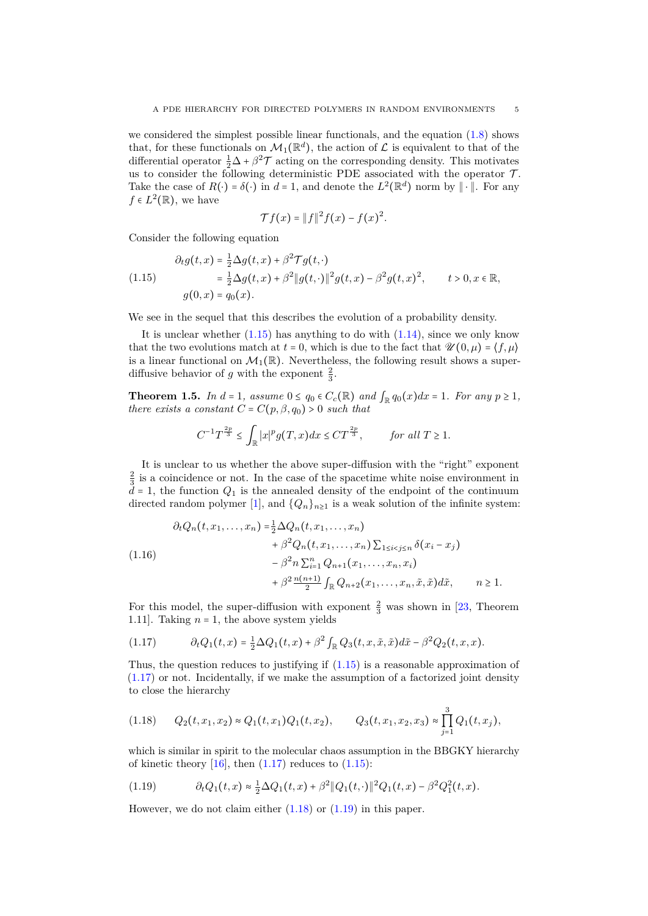we considered the simplest possible linear functionals, and the equation (1.8) shows that, for these functionals on $\mathcal{M}_1(\mathbb{R}^d)$, the action of $\mathcal{L}$ is equivalent to that of the differential operator $\frac{1}{2}\Delta + \beta^2\mathcal{T}$ acting on the corresponding density. This motivates us to consider the following deterministic PDE associated with the operator $\mathcal{T}$. Take the case of $R(\cdot) = \delta(\cdot)$ in $d = 1$, and denote the $L^2(\mathbb{R}^d)$ norm by $\|\cdot\|$. For any $f \in L^2(\mathbb{R})$, we have

$$\mathcal{T}f(x) = \|f\|^2 f(x) - f(x)^2.$$

Consider the following equation

$$\begin{aligned}
\partial_t g(t,x) &= \tfrac{1}{2}\Delta g(t,x) + \beta^2 \mathcal{T} g(t,\cdot) \\
&= \tfrac{1}{2}\Delta g(t,x) + \beta^2 \|g(t,\cdot)\|^2 g(t,x) - \beta^2 g(t,x)^2, \qquad t>0, x \in \mathbb{R}, \\
g(0,x) &= q_0(x).
\end{aligned} \tag{1.15}$$

We see in the sequel that this describes the evolution of a probability density.

It is unclear whether (1.15) has anything to do with (1.14), since we only know that the two evolutions match at $t = 0$, which is due to the fact that $\mathscr{U}(0,\mu) = \langle f, \mu\rangle$ is a linear functional on $\mathcal{M}_1(\mathbb{R})$. Nevertheless, the following result shows a super-diffusive behavior of $g$ with the exponent $\frac{2}{3}$.

**Theorem 1.5.** *In $d = 1$, assume $0 \le q_0 \in C_c(\mathbb{R})$ and $\int_{\mathbb{R}} q_0(x)dx = 1$. For any $p \ge 1$, there exists a constant $C = C(p, \beta, q_0) > 0$ such that*

$$C^{-1}T^{\frac{2p}{3}} \le \int_{\mathbb{R}} |x|^p g(T,x)dx \le CT^{\frac{2p}{3}}, \qquad \textit{for all } T \ge 1.$$

It is unclear to us whether the above super-diffusion with the "right" exponent $\frac{2}{3}$ is a coincidence or not. In the case of the spacetime white noise environment in $d = 1$, the function $Q_1$ is the annealed density of the endpoint of the continuum directed random polymer [1], and $\{Q_n\}_{n\ge1}$ is a weak solution of the infinite system:

$$\begin{aligned}
\partial_t Q_n(t,x_1,\ldots,x_n) =& \tfrac{1}{2}\Delta Q_n(t,x_1,\ldots,x_n) \\
&+ \beta^2 Q_n(t,x_1,\ldots,x_n)\textstyle\sum_{1\le i<j\le n}\delta(x_i - x_j) \\
&- \beta^2 n \textstyle\sum_{i=1}^n Q_{n+1}(x_1,\ldots,x_n,x_i) \\
&+ \beta^2 \tfrac{n(n+1)}{2}\textstyle\int_{\mathbb{R}} Q_{n+2}(x_1,\ldots,x_n,\tilde{x},\tilde{x})d\tilde{x}, \qquad n \ge 1.
\end{aligned} \tag{1.16}$$

For this model, the super-diffusion with exponent $\frac{2}{3}$ was shown in [23, Theorem 1.11]. Taking $n = 1$, the above system yields

$$\partial_t Q_1(t,x) = \tfrac{1}{2}\Delta Q_1(t,x) + \beta^2 \textstyle\int_{\mathbb{R}} Q_3(t,x,\tilde{x},\tilde{x})d\tilde{x} - \beta^2 Q_2(t,x,x). \tag{1.17}$$

Thus, the question reduces to justifying if (1.15) is a reasonable approximation of (1.17) or not. Incidentally, if we make the assumption of a factorized joint density to close the hierarchy

$$Q_2(t,x_1,x_2) \approx Q_1(t,x_1)Q_1(t,x_2), \qquad Q_3(t,x_1,x_2,x_3) \approx \prod_{j=1}^3 Q_1(t,x_j), \tag{1.18}$$

which is similar in spirit to the molecular chaos assumption in the BBGKY hierarchy of kinetic theory [16], then (1.17) reduces to (1.15):

$$\partial_t Q_1(t,x) \approx \tfrac{1}{2}\Delta Q_1(t,x) + \beta^2\|Q_1(t,\cdot)\|^2 Q_1(t,x) - \beta^2 Q_1^2(t,x). \tag{1.19}$$

However, we do not claim either (1.18) or (1.19) in this paper.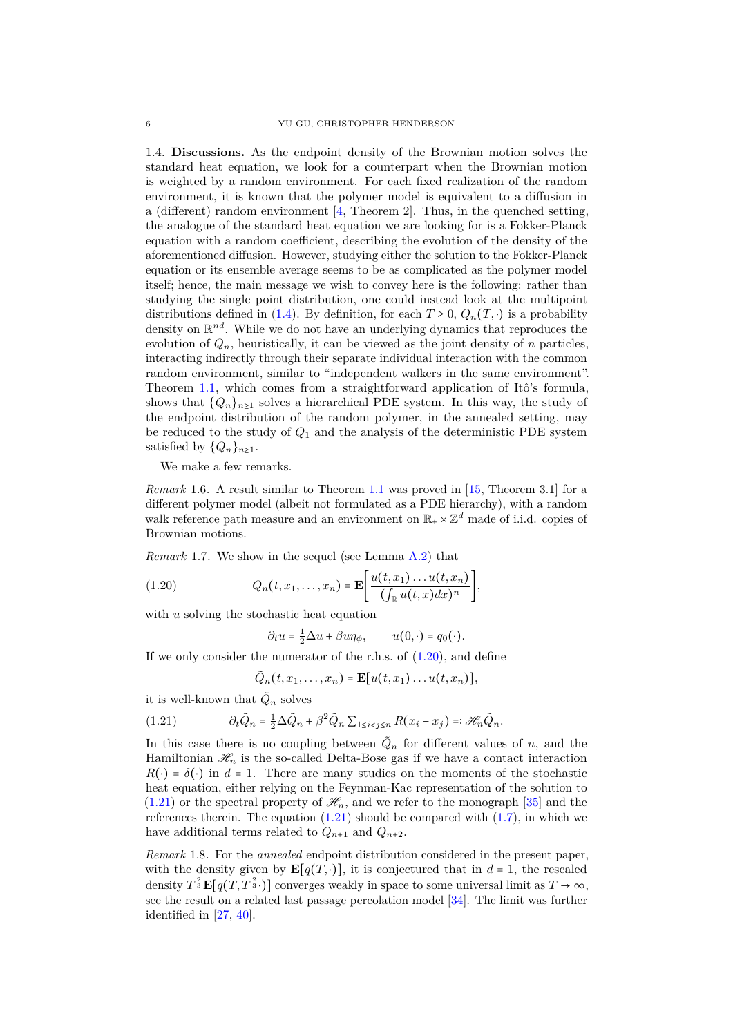1.4. **Discussions.** As the endpoint density of the Brownian motion solves the standard heat equation, we look for a counterpart when the Brownian motion is weighted by a random environment. For each fixed realization of the random environment, it is known that the polymer model is equivalent to a diffusion in a (different) random environment [4, Theorem 2]. Thus, in the quenched setting, the analogue of the standard heat equation we are looking for is a Fokker-Planck equation with a random coefficient, describing the evolution of the density of the aforementioned diffusion. However, studying either the solution to the Fokker-Planck equation or its ensemble average seems to be as complicated as the polymer model itself; hence, the main message we wish to convey here is the following: rather than studying the single point distribution, one could instead look at the multipoint distributions defined in (1.4). By definition, for each $T \geq 0$, $Q_n(T,\cdot)$ is a probability density on $\mathbb{R}^{nd}$. While we do not have an underlying dynamics that reproduces the evolution of $Q_n$, heuristically, it can be viewed as the joint density of $n$ particles, interacting indirectly through their separate individual interaction with the common random environment, similar to "independent walkers in the same environment". Theorem 1.1, which comes from a straightforward application of Itô's formula, shows that $\{Q_n\}_{n\geq 1}$ solves a hierarchical PDE system. In this way, the study of the endpoint distribution of the random polymer, in the annealed setting, may be reduced to the study of $Q_1$ and the analysis of the deterministic PDE system satisfied by $\{Q_n\}_{n\geq 1}$.

We make a few remarks.

*Remark* 1.6. A result similar to Theorem 1.1 was proved in [15, Theorem 3.1] for a different polymer model (albeit not formulated as a PDE hierarchy), with a random walk reference path measure and an environment on $\mathbb{R}_+ \times \mathbb{Z}^d$ made of i.i.d. copies of Brownian motions.

*Remark* 1.7. We show in the sequel (see Lemma A.2) that

$$Q_n(t,x_1,\ldots,x_n) = \mathbf{E}\left[\frac{u(t,x_1)\ldots u(t,x_n)}{(\int_{\mathbb{R}} u(t,x)dx)^n}\right], \tag{1.20}$$

with $u$ solving the stochastic heat equation

$$\partial_t u = \tfrac{1}{2}\Delta u + \beta u \eta_\phi, \qquad u(0,\cdot) = q_0(\cdot).$$

If we only consider the numerator of the r.h.s. of (1.20), and define

$$\tilde{Q}_n(t,x_1,\ldots,x_n) = \mathbf{E}[u(t,x_1)\ldots u(t,x_n)],$$

it is well-known that $\tilde{Q}_n$ solves

$$\partial_t \tilde{Q}_n = \tfrac{1}{2}\Delta \tilde{Q}_n + \beta^2 \tilde{Q}_n \textstyle\sum_{1\leq i<j\leq n} R(x_i - x_j) =: \mathscr{H}_n \tilde{Q}_n. \tag{1.21}$$

In this case there is no coupling between $\tilde{Q}_n$ for different values of $n$, and the Hamiltonian $\mathscr{H}_n$ is the so-called Delta-Bose gas if we have a contact interaction $R(\cdot) = \delta(\cdot)$ in $d = 1$. There are many studies on the moments of the stochastic heat equation, either relying on the Feynman-Kac representation of the solution to (1.21) or the spectral property of $\mathscr{H}_n$, and we refer to the monograph [35] and the references therein. The equation (1.21) should be compared with (1.7), in which we have additional terms related to $Q_{n+1}$ and $Q_{n+2}$.

*Remark* 1.8. For the *annealed* endpoint distribution considered in the present paper, with the density given by $\mathbf{E}[q(T,\cdot)]$, it is conjectured that in $d = 1$, the rescaled density $T^{\frac{2}{3}}\mathbf{E}[q(T,T^{\frac{2}{3}}\cdot)]$ converges weakly in space to some universal limit as $T \to \infty$, see the result on a related last passage percolation model [34]. The limit was further identified in [27, 40].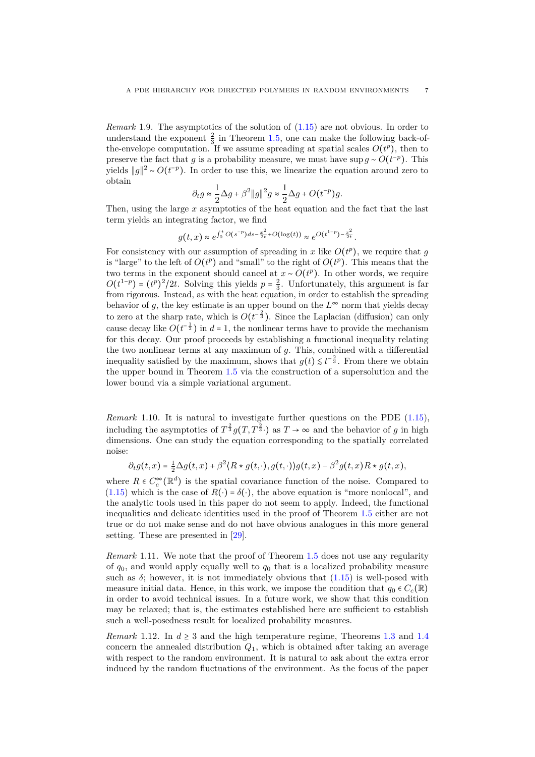*Remark* 1.9. The asymptotics of the solution of (1.15) are not obvious. In order to understand the exponent $\frac{2}{3}$ in Theorem 1.5, one can make the following back-of-the-envelope computation. If we assume spreading at spatial scales $O(t^p)$, then to preserve the fact that $g$ is a probability measure, we must have $\sup g \sim O(t^{-p})$. This yields $\|g\|^2 \sim O(t^{-p})$. In order to use this, we linearize the equation around zero to obtain

$$\partial_t g \approx \frac{1}{2}\Delta g + \beta^2 \|g\|^2 g \approx \frac{1}{2}\Delta g + O(t^{-p})g.$$

Then, using the large $x$ asymptotics of the heat equation and the fact that the last term yields an integrating factor, we find

$$g(t,x) \approx e^{\int_0^t O(s^{-p})ds - \frac{x^2}{2t} + O(\log(t))} \approx e^{O(t^{1-p}) - \frac{x^2}{2t}}.$$

For consistency with our assumption of spreading in $x$ like $O(t^p)$, we require that $g$ is "large" to the left of $O(t^p)$ and "small" to the right of $O(t^p)$. This means that the two terms in the exponent should cancel at $x \sim O(t^p)$. In other words, we require $O(t^{1-p}) = (t^p)^2/2t$. Solving this yields $p = \frac{2}{3}$. Unfortunately, this argument is far from rigorous. Instead, as with the heat equation, in order to establish the spreading behavior of $g$, the key estimate is an upper bound on the $L^\infty$ norm that yields decay to zero at the sharp rate, which is $O(t^{-\frac{2}{3}})$. Since the Laplacian (diffusion) can only cause decay like $O(t^{-\frac{1}{2}})$ in $d = 1$, the nonlinear terms have to provide the mechanism for this decay. Our proof proceeds by establishing a functional inequality relating the two nonlinear terms at any maximum of $g$. This, combined with a differential inequality satisfied by the maximum, shows that $g(t) \lesssim t^{-\frac{2}{3}}$. From there we obtain the upper bound in Theorem 1.5 via the construction of a supersolution and the lower bound via a simple variational argument.

*Remark* 1.10. It is natural to investigate further questions on the PDE (1.15), including the asymptotics of $T^{\frac{2}{3}} g(T, T^{\frac{2}{3}}\cdot)$ as $T \to \infty$ and the behavior of $g$ in high dimensions. One can study the equation corresponding to the spatially correlated noise:

$$\partial_t g(t,x) = \tfrac{1}{2}\Delta g(t,x) + \beta^2 \langle R \star g(t,\cdot), g(t,\cdot)\rangle g(t,x) - \beta^2 g(t,x) R \star g(t,x),$$

where $R \in C_c^\infty(\mathbb{R}^d)$ is the spatial covariance function of the noise. Compared to (1.15) which is the case of $R(\cdot) = \delta(\cdot)$, the above equation is "more nonlocal", and the analytic tools used in this paper do not seem to apply. Indeed, the functional inequalities and delicate identities used in the proof of Theorem 1.5 either are not true or do not make sense and do not have obvious analogues in this more general setting. These are presented in [29].

*Remark* 1.11. We note that the proof of Theorem 1.5 does not use any regularity of $q_0$, and would apply equally well to $q_0$ that is a localized probability measure such as $\delta$; however, it is not immediately obvious that (1.15) is well-posed with measure initial data. Hence, in this work, we impose the condition that $q_0 \in C_c(\mathbb{R})$ in order to avoid technical issues. In a future work, we show that this condition may be relaxed; that is, the estimates established here are sufficient to establish such a well-posedness result for localized probability measures.

*Remark* 1.12. In $d \geq 3$ and the high temperature regime, Theorems 1.3 and 1.4 concern the annealed distribution $Q_1$, which is obtained after taking an average with respect to the random environment. It is natural to ask about the extra error induced by the random fluctuations of the environment. As the focus of the paper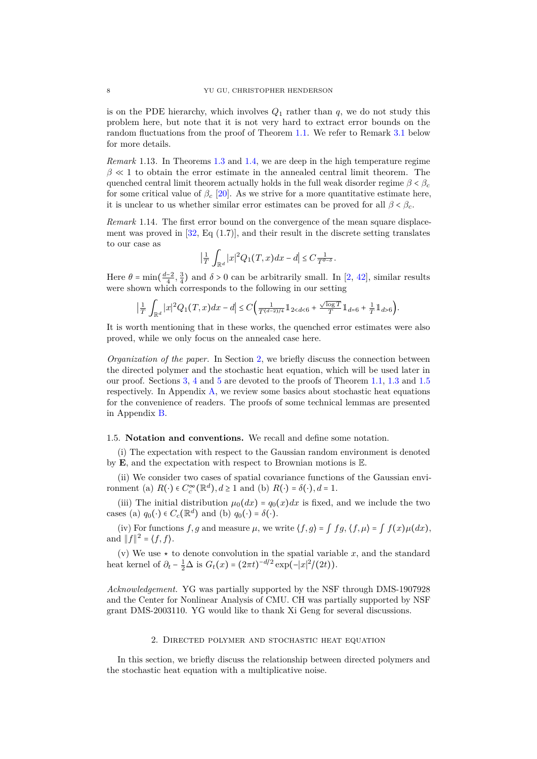is on the PDE hierarchy, which involves $Q_1$ rather than $q$, we do not study this problem here, but note that it is not very hard to extract error bounds on the random fluctuations from the proof of Theorem 1.1. We refer to Remark 3.1 below for more details.

*Remark* 1.13. In Theorems 1.3 and 1.4, we are deep in the high temperature regime $\beta \ll 1$ to obtain the error estimate in the annealed central limit theorem. The quenched central limit theorem actually holds in the full weak disorder regime $\beta < \beta_c$ for some critical value of $\beta_c$ [20]. As we strive for a more quantitative estimate here, it is unclear to us whether similar error estimates can be proved for all $\beta < \beta_c$.

*Remark* 1.14. The first error bound on the convergence of the mean square displacement was proved in [32, Eq (1.7)], and their result in the discrete setting translates to our case as

$$\Big|\frac{1}{T}\int_{\mathbb{R}^d}|x|^2 Q_1(T,x)dx - d\Big| \leq C\frac{1}{T^{\theta-\delta}}.$$

Here $\theta = \min(\frac{d-2}{4},\frac{3}{4})$ and $\delta > 0$ can be arbitrarily small. In [2, 42], similar results were shown which corresponds to the following in our setting

$$\Big|\frac{1}{T}\int_{\mathbb{R}^d}|x|^2 Q_1(T,x)dx - d\Big| \leq C\Big(\frac{1}{T^{(d-2)/4}}\mathbb{1}_{2<d<6} + \frac{\sqrt{\log T}}{T}\mathbb{1}_{d=6} + \frac{1}{T}\mathbb{1}_{d>6}\Big).$$

It is worth mentioning that in these works, the quenched error estimates were also proved, while we only focus on the annealed case here.

*Organization of the paper.* In Section 2, we briefly discuss the connection between the directed polymer and the stochastic heat equation, which will be used later in our proof. Sections 3, 4 and 5 are devoted to the proofs of Theorem 1.1, 1.3 and 1.5 respectively. In Appendix A, we review some basics about stochastic heat equations for the convenience of readers. The proofs of some technical lemmas are presented in Appendix B.

### 1.5. **Notation and conventions.**

We recall and define some notation.

(i) The expectation with respect to the Gaussian random environment is denoted by $\mathbf{E}$, and the expectation with respect to Brownian motions is $\mathbb{E}$.

(ii) We consider two cases of spatial covariance functions of the Gaussian environment (a) $R(\cdot) \in C_c^\infty(\mathbb{R}^d), d \geq 1$ and (b) $R(\cdot) = \delta(\cdot), d = 1$.

(iii) The initial distribution $\mu_0(dx) = q_0(x)dx$ is fixed, and we include the two cases (a) $q_0(\cdot) \in C_c(\mathbb{R}^d)$ and (b) $q_0(\cdot) = \delta(\cdot)$.

(iv) For functions $f, g$ and measure $\mu$, we write $\langle f, g\rangle = \int fg$, $\langle f, \mu\rangle = \int f(x)\mu(dx)$, and $\|f\|^2 = \langle f, f\rangle$.

(v) We use $\star$ to denote convolution in the spatial variable $x$, and the standard heat kernel of $\partial_t - \frac{1}{2}\Delta$ is $G_t(x) = (2\pi t)^{-d/2}\exp(-|x|^2/(2t))$.

*Acknowledgement.* YG was partially supported by the NSF through DMS-1907928 and the Center for Nonlinear Analysis of CMU. CH was partially supported by NSF grant DMS-2003110. YG would like to thank Xi Geng for several discussions.

## 2. Directed polymer and stochastic heat equation

In this section, we briefly discuss the relationship between directed polymers and the stochastic heat equation with a multiplicative noise.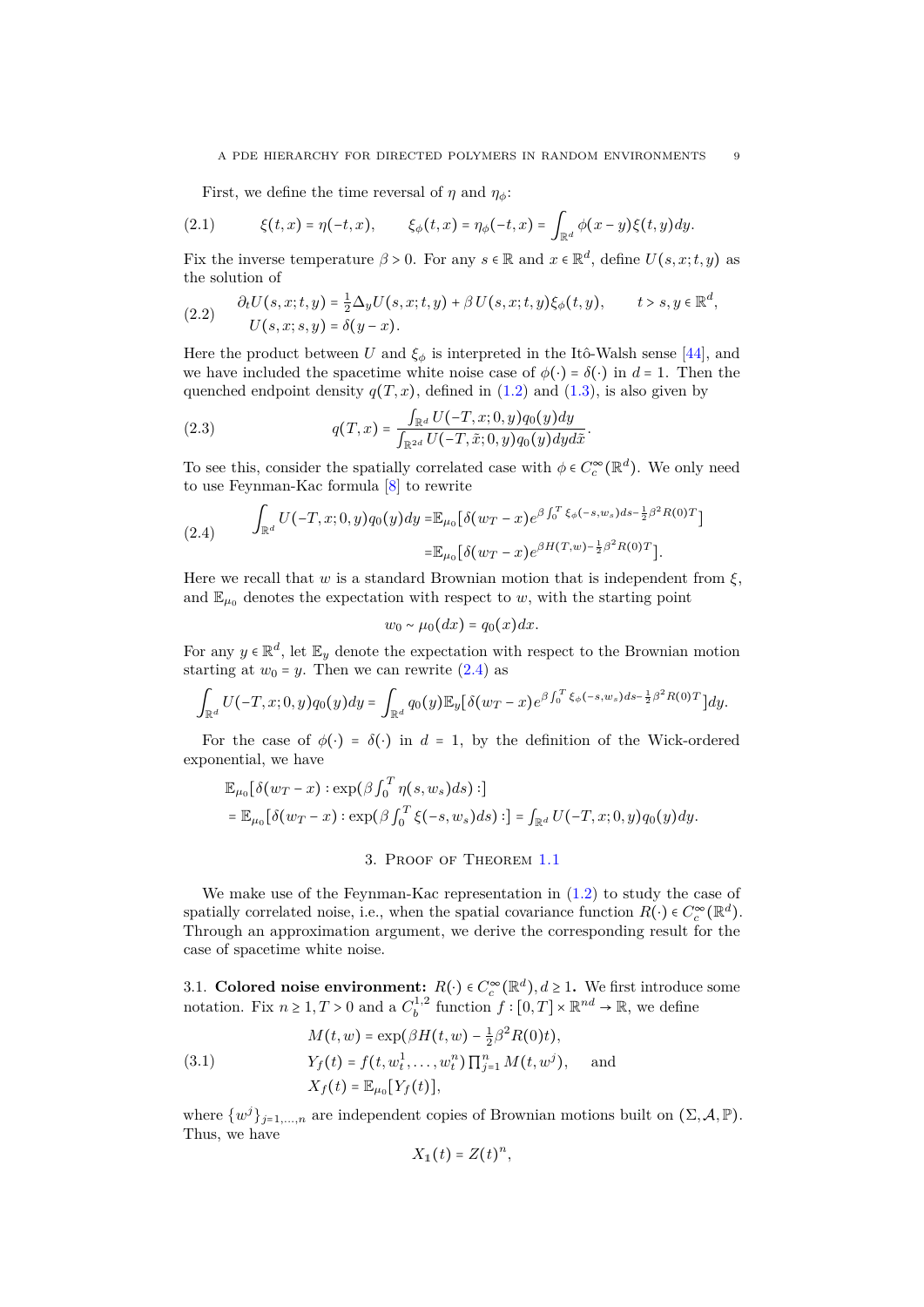First, we define the time reversal of $\eta$ and $\eta_\phi$:

$$\xi(t,x) = \eta(-t,x), \qquad \xi_\phi(t,x) = \eta_\phi(-t,x) = \int_{\mathbb{R}^d} \phi(x-y)\xi(t,y)dy. \tag{2.1}$$

Fix the inverse temperature $\beta > 0$. For any $s \in \mathbb{R}$ and $x \in \mathbb{R}^d$, define $U(s,x;t,y)$ as the solution of

$$\begin{aligned} &\partial_t U(s,x;t,y) = \tfrac{1}{2}\Delta_y U(s,x;t,y) + \beta\, U(s,x;t,y)\xi_\phi(t,y), \qquad t > s, y \in \mathbb{R}^d, \\ &U(s,x;s,y) = \delta(y-x). \end{aligned} \tag{2.2}$$

Here the product between $U$ and $\xi_\phi$ is interpreted in the Itô-Walsh sense [44], and we have included the spacetime white noise case of $\phi(\cdot) = \delta(\cdot)$ in $d = 1$. Then the quenched endpoint density $q(T,x)$, defined in (1.2) and (1.3), is also given by

$$q(T,x) = \frac{\int_{\mathbb{R}^d} U(-T,x;0,y)q_0(y)dy}{\int_{\mathbb{R}^{2d}} U(-T,\tilde{x};0,y)q_0(y)dyd\tilde{x}}. \tag{2.3}$$

To see this, consider the spatially correlated case with $\phi \in C_c^\infty(\mathbb{R}^d)$. We only need to use Feynman-Kac formula [8] to rewrite

$$\begin{aligned} \int_{\mathbb{R}^d} U(-T,x;0,y)q_0(y)dy =& \mathbb{E}_{\mu_0}[\delta(w_T - x)e^{\beta\int_0^T \xi_\phi(-s,w_s)ds - \frac{1}{2}\beta^2 R(0)T}] \\ =& \mathbb{E}_{\mu_0}[\delta(w_T - x)e^{\beta H(T,w) - \frac{1}{2}\beta^2 R(0)T}]. \end{aligned} \tag{2.4}$$

Here we recall that $w$ is a standard Brownian motion that is independent from $\xi$, and $\mathbb{E}_{\mu_0}$ denotes the expectation with respect to $w$, with the starting point

$$w_0 \sim \mu_0(dx) = q_0(x)dx.$$

For any $y \in \mathbb{R}^d$, let $\mathbb{E}_y$ denote the expectation with respect to the Brownian motion starting at $w_0 = y$. Then we can rewrite (2.4) as

$$\int_{\mathbb{R}^d} U(-T,x;0,y)q_0(y)dy = \int_{\mathbb{R}^d} q_0(y)\mathbb{E}_y[\delta(w_T - x)e^{\beta\int_0^T \xi_\phi(-s,w_s)ds - \frac{1}{2}\beta^2 R(0)T}]dy.$$

For the case of $\phi(\cdot) = \delta(\cdot)$ in $d = 1$, by the definition of the Wick-ordered exponential, we have

$$\begin{aligned} &\mathbb{E}_{\mu_0}[\delta(w_T - x) : \exp(\beta \textstyle\int_0^T \eta(s,w_s)ds) :] \\ &= \mathbb{E}_{\mu_0}[\delta(w_T - x) : \exp(\beta \textstyle\int_0^T \xi(-s,w_s)ds) :] = \textstyle\int_{\mathbb{R}^d} U(-T,x;0,y)q_0(y)dy. \end{aligned}$$

## 3. Proof of Theorem 1.1

We make use of the Feynman-Kac representation in (1.2) to study the case of spatially correlated noise, i.e., when the spatial covariance function $R(\cdot) \in C_c^\infty(\mathbb{R}^d)$. Through an approximation argument, we derive the corresponding result for the case of spacetime white noise.

### 3.1. Colored noise environment: $R(\cdot) \in C_c^\infty(\mathbb{R}^d), d \geq 1$.

We first introduce some notation. Fix $n \geq 1, T > 0$ and a $C_b^{1,2}$ function $f : [0,T] \times \mathbb{R}^{nd} \to \mathbb{R}$, we define

$$\begin{aligned} &M(t,w) = \exp(\beta H(t,w) - \tfrac{1}{2}\beta^2 R(0)t), \\ &Y_f(t) = f(t,w_t^1,\ldots,w_t^n)\textstyle\prod_{j=1}^n M(t,w^j), \qquad \text{and} \\ &X_f(t) = \mathbb{E}_{\mu_0}[Y_f(t)], \end{aligned} \tag{3.1}$$

where $\{w^j\}_{j=1,\ldots,n}$ are independent copies of Brownian motions built on $(\Sigma, \mathcal{A}, \mathbb{P})$. Thus, we have

$$X_{\mathbf{1}}(t) = Z(t)^n,$$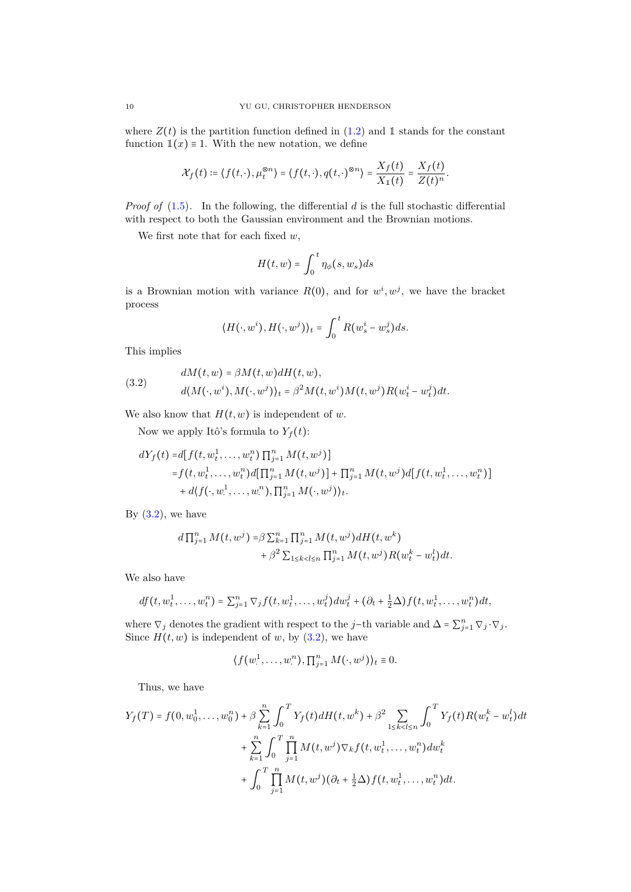where $Z(t)$ is the partition function defined in (1.2) and $\mathbb{1}$ stands for the constant function $\mathbb{1}(x) \equiv 1$. With the new notation, we define

$$\mathcal{X}_f(t) := \langle f(t,\cdot), \mu_t^{\otimes n} \rangle = \langle f(t,\cdot), q(t,\cdot)^{\otimes n} \rangle = \frac{X_f(t)}{X_{\mathbb{1}}(t)} = \frac{X_f(t)}{Z(t)^n}.$$

*Proof of* (1.5). In the following, the differential $d$ is the full stochastic differential with respect to both the Gaussian environment and the Brownian motions.

We first note that for each fixed $w$,

$$H(t,w) = \int_0^t \eta_\phi(s, w_s) ds$$

is a Brownian motion with variance $R(0)$, and for $w^i, w^j$, we have the bracket process

$$\langle H(\cdot, w^i), H(\cdot, w^j) \rangle_t = \int_0^t R(w_s^i - w_s^j) ds.$$

This implies

$$\begin{aligned} dM(t,w) &= \beta M(t,w) dH(t,w), \\ d\langle M(\cdot, w^i), M(\cdot, w^j)\rangle_t &= \beta^2 M(t,w^i) M(t,w^j) R(w_t^i - w_t^j) dt. \end{aligned} \tag{3.2}$$

We also know that $H(t,w)$ is independent of $w$.

Now we apply Itô's formula to $Y_f(t)$:

$$\begin{aligned} dY_f(t) =& d\big[ f(t, w_t^1, \ldots, w_t^n) \textstyle\prod_{j=1}^n M(t,w^j) \big] \\ =& f(t, w_t^1, \ldots, w_t^n) d\big[\textstyle\prod_{j=1}^n M(t,w^j)\big] + \textstyle\prod_{j=1}^n M(t,w^j) d\big[f(t, w_t^1, \ldots, w_t^n)\big] \\ &+ d\langle f(\cdot, w_\cdot^1, \ldots, w_\cdot^n), \textstyle\prod_{j=1}^n M(\cdot, w^j)\rangle_t. \end{aligned}$$

By (3.2), we have

$$\begin{aligned} d\textstyle\prod_{j=1}^n M(t,w^j) =& \beta \textstyle\sum_{k=1}^n \prod_{j=1}^n M(t,w^j) dH(t,w^k) \\ &+ \beta^2 \textstyle\sum_{1\le k<l\le n} \prod_{j=1}^n M(t,w^j) R(w_t^k - w_t^l) dt. \end{aligned}$$

We also have

$$df(t, w_t^1, \ldots, w_t^n) = \textstyle\sum_{j=1}^n \nabla_j f(t, w_t^1, \ldots, w_t^j) dw_t^j + (\partial_t + \frac{1}{2}\Delta) f(t, w_t^1, \ldots, w_t^n) dt,$$

where $\nabla_j$ denotes the gradient with respect to the $j-$th variable and $\Delta = \sum_{j=1}^n \nabla_j \cdot \nabla_j$. Since $H(t,w)$ is independent of $w$, by (3.2), we have

$$\langle f(w_\cdot^1, \ldots, w_\cdot^n), \textstyle\prod_{j=1}^n M(\cdot, w^j)\rangle_t \equiv 0.$$

Thus, we have

$$\begin{aligned} Y_f(T) = f(0, w_0^1, \ldots, w_0^n) &+ \beta \sum_{k=1}^n \int_0^T Y_f(t) dH(t, w^k) + \beta^2 \sum_{1\le k<l\le n} \int_0^T Y_f(t) R(w_t^k - w_t^l) dt \\ &+ \sum_{k=1}^n \int_0^T \prod_{j=1}^n M(t,w^j) \nabla_k f(t, w_t^1, \ldots, w_t^n) dw_t^k \\ &+ \int_0^T \prod_{j=1}^n M(t,w^j) (\partial_t + \tfrac{1}{2}\Delta) f(t, w_t^1, \ldots, w_t^n) dt. \end{aligned}$$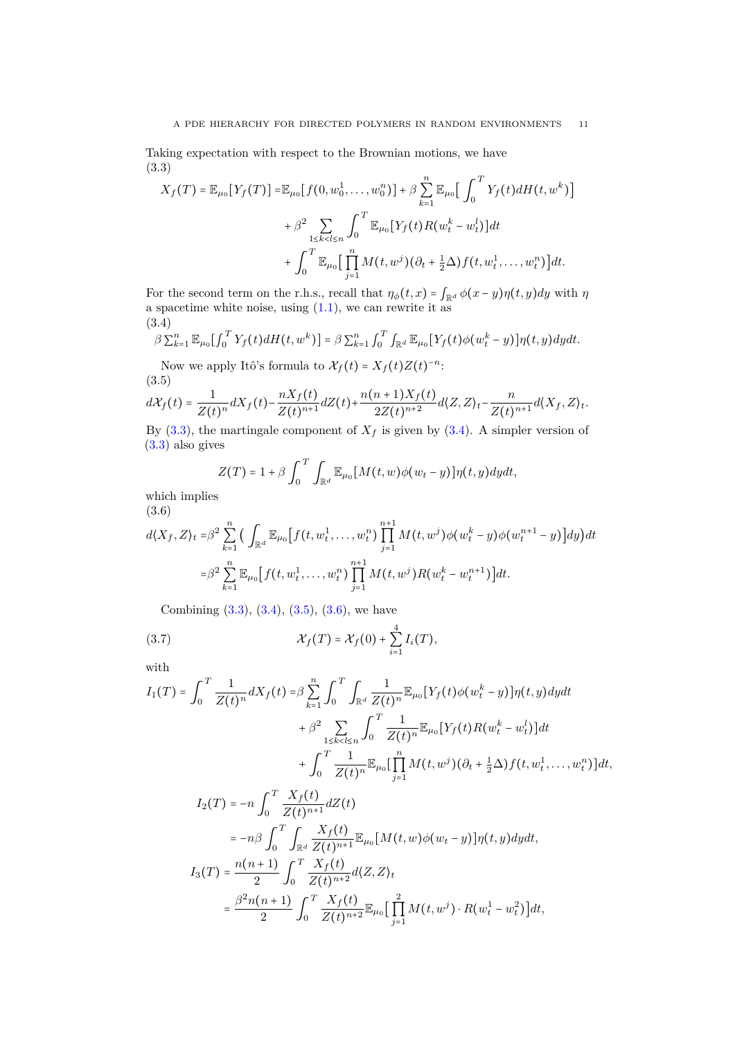Taking expectation with respect to the Brownian motions, we have

(3.3)
$$
\begin{aligned}
X_f(T) = \mathbb{E}_{\mu_0}[Y_f(T)] =& \mathbb{E}_{\mu_0}[f(0,w_0^1,\ldots,w_0^n)] + \beta\sum_{k=1}^n \mathbb{E}_{\mu_0}\Big[\int_0^T Y_f(t)dH(t,w^k)\Big] \\
&+ \beta^2 \sum_{1\le k<l\le n}\int_0^T \mathbb{E}_{\mu_0}[Y_f(t)R(w_t^k - w_t^l)]dt \\
&+ \int_0^T \mathbb{E}_{\mu_0}\Big[\prod_{j=1}^n M(t,w^j)(\partial_t + \tfrac{1}{2}\Delta)f(t,w_t^1,\ldots,w_t^n)\Big]dt.
\end{aligned}
$$

For the second term on the r.h.s., recall that $\eta_\phi(t,x) = \int_{\mathbb{R}^d}\phi(x-y)\eta(t,y)dy$ with $\eta$ a spacetime white noise, using (1.1), we can rewrite it as

(3.4)
$$
\beta\sum_{k=1}^n \mathbb{E}_{\mu_0}\big[\int_0^T Y_f(t)dH(t,w^k)\big] = \beta\sum_{k=1}^n\int_0^T\int_{\mathbb{R}^d}\mathbb{E}_{\mu_0}[Y_f(t)\phi(w_t^k-y)]\eta(t,y)dydt.
$$

Now we apply Itô's formula to $\mathcal{X}_f(t) = X_f(t)Z(t)^{-n}$:

(3.5)
$$
d\mathcal{X}_f(t) = \frac{1}{Z(t)^n}dX_f(t) - \frac{nX_f(t)}{Z(t)^{n+1}}dZ(t) + \frac{n(n+1)X_f(t)}{2Z(t)^{n+2}}d\langle Z,Z\rangle_t - \frac{n}{Z(t)^{n+1}}d\langle X_f,Z\rangle_t.
$$

By (3.3), the martingale component of $X_f$ is given by (3.4). A simpler version of (3.3) also gives

$$
Z(T) = 1 + \beta\int_0^T\int_{\mathbb{R}^d}\mathbb{E}_{\mu_0}[M(t,w)\phi(w_t-y)]\eta(t,y)dydt,
$$

which implies

(3.6)
$$
\begin{aligned}
d\langle X_f,Z\rangle_t =& \beta^2\sum_{k=1}^n\Big(\int_{\mathbb{R}^d}\mathbb{E}_{\mu_0}\big[f(t,w_t^1,\ldots,w_t^n)\prod_{j=1}^{n+1}M(t,w^j)\phi(w_t^k-y)\phi(w_t^{n+1}-y)\big]dy\Big)dt \\
=& \beta^2\sum_{k=1}^n\mathbb{E}_{\mu_0}\big[f(t,w_t^1,\ldots,w_t^n)\prod_{j=1}^{n+1}M(t,w^j)R(w_t^k-w_t^{n+1})\big]dt.
\end{aligned}
$$

Combining (3.3), (3.4), (3.5), (3.6), we have

$$
\mathcal{X}_f(T) = \mathcal{X}_f(0) + \sum_{i=1}^4 I_i(T), \tag{3.7}
$$

with

$$
\begin{aligned}
I_1(T) = \int_0^T\frac{1}{Z(t)^n}dX_f(t) =& \beta\sum_{k=1}^n\int_0^T\int_{\mathbb{R}^d}\frac{1}{Z(t)^n}\mathbb{E}_{\mu_0}[Y_f(t)\phi(w_t^k-y)]\eta(t,y)dydt \\
&+ \beta^2\sum_{1\le k<l\le n}\int_0^T\frac{1}{Z(t)^n}\mathbb{E}_{\mu_0}[Y_f(t)R(w_t^k-w_t^l)]dt \\
&+ \int_0^T\frac{1}{Z(t)^n}\mathbb{E}_{\mu_0}[\prod_{j=1}^n M(t,w^j)(\partial_t+\tfrac{1}{2}\Delta)f(t,w_t^1,\ldots,w_t^n)]dt,
\end{aligned}
$$

$$
\begin{aligned}
I_2(T) &= -n\int_0^T\frac{X_f(t)}{Z(t)^{n+1}}dZ(t) \\
&= -n\beta\int_0^T\int_{\mathbb{R}^d}\frac{X_f(t)}{Z(t)^{n+1}}\mathbb{E}_{\mu_0}[M(t,w)\phi(w_t-y)]\eta(t,y)dydt, \\
I_3(T) &= \frac{n(n+1)}{2}\int_0^T\frac{X_f(t)}{Z(t)^{n+2}}d\langle Z,Z\rangle_t \\
&= \frac{\beta^2 n(n+1)}{2}\int_0^T\frac{X_f(t)}{Z(t)^{n+2}}\mathbb{E}_{\mu_0}\big[\prod_{j=1}^2 M(t,w^j)\cdot R(w_t^1-w_t^2)\big]dt,
\end{aligned}
$$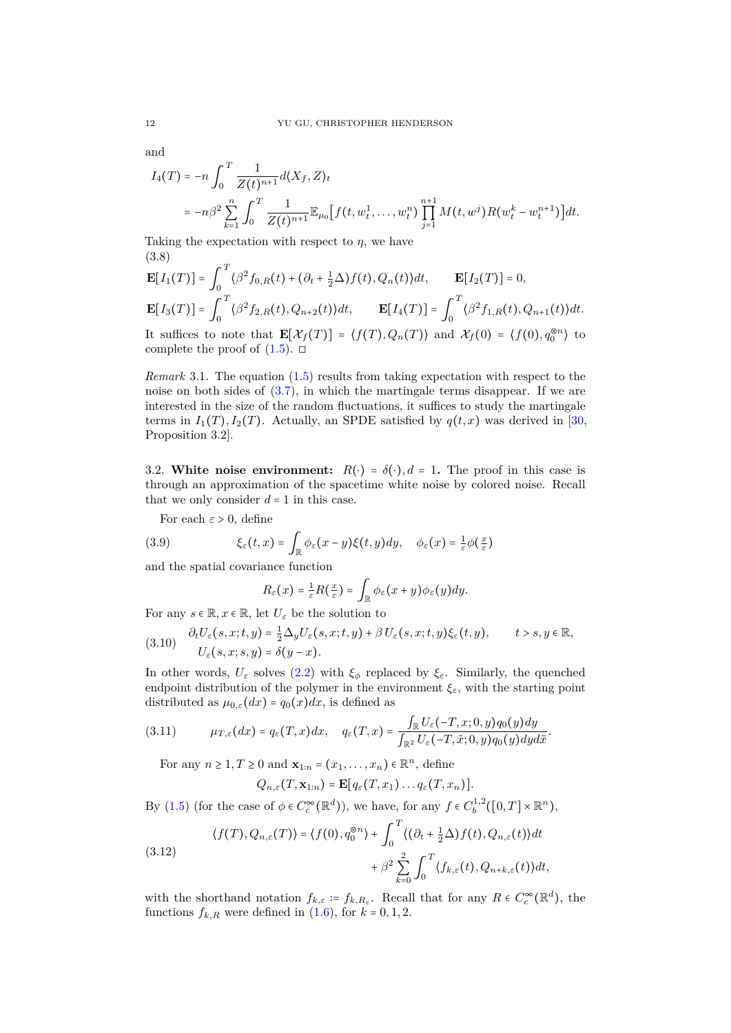and

$$
\begin{aligned}
I_4(T) &= -n \int_0^T \frac{1}{Z(t)^{n+1}} d\langle X_f, Z\rangle_t \\
&= -n\beta^2 \sum_{k=1}^n \int_0^T \frac{1}{Z(t)^{n+1}} \mathbb{E}_{\mu_0}\big[f(t, w_t^1, \dots, w_t^n) \prod_{j=1}^{n+1} M(t, w^j) R(w_t^k - w_t^{n+1})\big] dt.
\end{aligned}
$$

Taking the expectation with respect to $\eta$, we have

$$
\begin{aligned}
&\mathbf{E}[I_1(T)] = \int_0^T \langle \beta^2 f_{0,R}(t) + (\partial_t + \tfrac{1}{2}\Delta) f(t), Q_n(t)\rangle dt, \qquad \mathbf{E}[I_2(T)] = 0, \\
&\mathbf{E}[I_3(T)] = \int_0^T \langle \beta^2 f_{2,R}(t), Q_{n+2}(t)\rangle dt, \qquad \mathbf{E}[I_4(T)] = \int_0^T \langle \beta^2 f_{1,R}(t), Q_{n+1}(t)\rangle dt.
\end{aligned}
\tag{3.8}
$$

It suffices to note that $\mathbf{E}[\mathcal{X}_f(T)] = \langle f(T), Q_n(T)\rangle$ and $\mathcal{X}_f(0) = \langle f(0), q_0^{\otimes n}\rangle$ to complete the proof of (1.5). □

*Remark* 3.1. The equation (1.5) results from taking expectation with respect to the noise on both sides of (3.7), in which the martingale terms disappear. If we are interested in the size of the random fluctuations, it suffices to study the martingale terms in $I_1(T), I_2(T)$. Actually, an SPDE satisfied by $q(t,x)$ was derived in [30, Proposition 3.2].

### 3.2. White noise environment: $R(\cdot) = \delta(\cdot), d = 1$.

The proof in this case is through an approximation of the spacetime white noise by colored noise. Recall that we only consider $d = 1$ in this case.

For each $\varepsilon > 0$, define

$$
\xi_\varepsilon(t,x) = \int_{\mathbb{R}} \phi_\varepsilon(x-y)\xi(t,y)dy, \quad \phi_\varepsilon(x) = \tfrac{1}{\varepsilon}\phi(\tfrac{x}{\varepsilon})
\tag{3.9}
$$

and the spatial covariance function

$$
R_\varepsilon(x) = \tfrac{1}{\varepsilon} R(\tfrac{x}{\varepsilon}) = \int_{\mathbb{R}} \phi_\varepsilon(x+y)\phi_\varepsilon(y)dy.
$$

For any $s \in \mathbb{R}, x \in \mathbb{R}$, let $U_\varepsilon$ be the solution to

$$
\begin{aligned}
&\partial_t U_\varepsilon(s,x;t,y) = \tfrac{1}{2}\Delta_y U_\varepsilon(s,x;t,y) + \beta\, U_\varepsilon(s,x;t,y)\xi_\varepsilon(t,y), \qquad t > s, y \in \mathbb{R}, \\
&U_\varepsilon(s,x;s,y) = \delta(y-x).
\end{aligned}
\tag{3.10}
$$

In other words, $U_\varepsilon$ solves (2.2) with $\xi_\phi$ replaced by $\xi_\varepsilon$. Similarly, the quenched endpoint distribution of the polymer in the environment $\xi_\varepsilon$, with the starting point distributed as $\mu_{0,\varepsilon}(dx) = q_0(x)dx$, is defined as

$$
\mu_{T,\varepsilon}(dx) = q_\varepsilon(T,x)dx, \quad q_\varepsilon(T,x) = \frac{\int_{\mathbb{R}} U_\varepsilon(-T,x;0,y)q_0(y)dy}{\int_{\mathbb{R}^2} U_\varepsilon(-T,\tilde{x};0,y)q_0(y)dyd\tilde{x}}.
\tag{3.11}
$$

For any $n \geq 1, T \geq 0$ and $\mathbf{x}_{1:n} = (x_1, \dots, x_n) \in \mathbb{R}^n$, define

$$
Q_{n,\varepsilon}(T, \mathbf{x}_{1:n}) = \mathbf{E}[q_\varepsilon(T,x_1)\dots q_\varepsilon(T,x_n)].
$$

By (1.5) (for the case of $\phi \in C_c^\infty(\mathbb{R}^d)$), we have, for any $f \in C_b^{1,2}([0,T]\times\mathbb{R}^n)$,

$$
\begin{aligned}
\langle f(T), Q_{n,\varepsilon}(T)\rangle = \langle f(0), q_0^{\otimes n}\rangle &+ \int_0^T \langle (\partial_t + \tfrac{1}{2}\Delta) f(t), Q_{n,\varepsilon}(t)\rangle dt \\
&+ \beta^2 \sum_{k=0}^2 \int_0^T \langle f_{k,\varepsilon}(t), Q_{n+k,\varepsilon}(t)\rangle dt,
\end{aligned}
\tag{3.12}
$$

with the shorthand notation $f_{k,\varepsilon} := f_{k,R_\varepsilon}$. Recall that for any $R \in C_c^\infty(\mathbb{R}^d)$, the functions $f_{k,R}$ were defined in (1.6), for $k = 0, 1, 2$.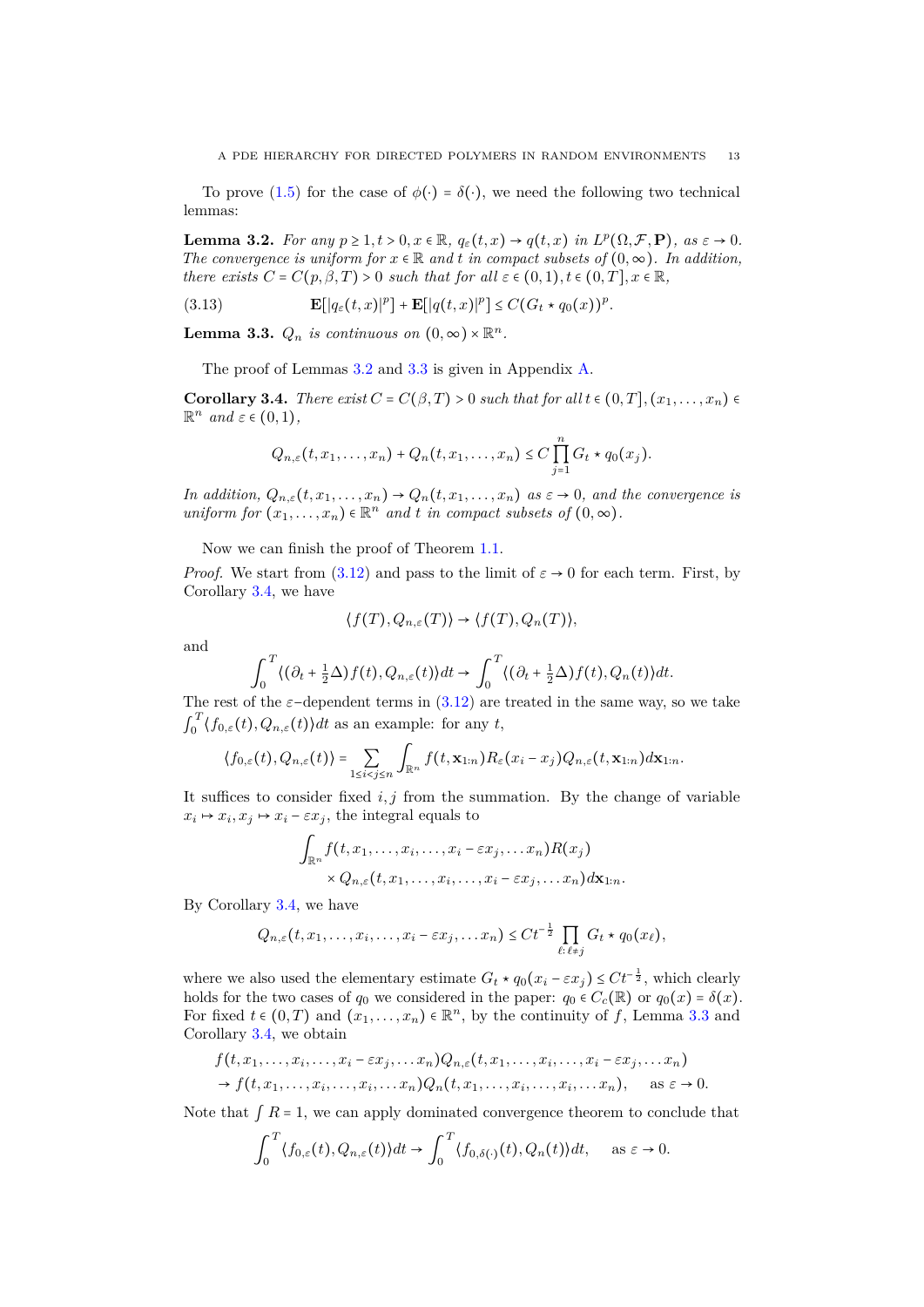To prove (1.5) for the case of $\phi(\cdot) = \delta(\cdot)$, we need the following two technical lemmas:

**Lemma 3.2.** *For any $p \geq 1, t > 0, x \in \mathbb{R}$, $q_\varepsilon(t,x) \to q(t,x)$ in $L^p(\Omega, \mathcal{F}, \mathbf{P})$, as $\varepsilon \to 0$. The convergence is uniform for $x \in \mathbb{R}$ and $t$ in compact subsets of $(0,\infty)$. In addition, there exists $C = C(p,\beta,T) > 0$ such that for all $\varepsilon \in (0,1), t \in (0,T], x \in \mathbb{R}$,*

$$\mathbf{E}[|q_\varepsilon(t,x)|^p] + \mathbf{E}[|q(t,x)|^p] \leq C(G_t \star q_0(x))^p. \tag{3.13}$$

**Lemma 3.3.** *$Q_n$ is continuous on $(0,\infty) \times \mathbb{R}^n$.*

The proof of Lemmas 3.2 and 3.3 is given in Appendix A.

**Corollary 3.4.** *There exist $C = C(\beta, T) > 0$ such that for all $t \in (0,T], (x_1, \ldots, x_n) \in \mathbb{R}^n$ and $\varepsilon \in (0,1)$,*

$$Q_{n,\varepsilon}(t, x_1, \ldots, x_n) + Q_n(t, x_1, \ldots, x_n) \leq C \prod_{j=1}^n G_t \star q_0(x_j).$$

*In addition, $Q_{n,\varepsilon}(t, x_1, \ldots, x_n) \to Q_n(t, x_1, \ldots, x_n)$ as $\varepsilon \to 0$, and the convergence is uniform for $(x_1, \ldots, x_n) \in \mathbb{R}^n$ and $t$ in compact subsets of $(0,\infty)$.*

Now we can finish the proof of Theorem 1.1.

*Proof.* We start from (3.12) and pass to the limit of $\varepsilon \to 0$ for each term. First, by Corollary 3.4, we have

$$\langle f(T), Q_{n,\varepsilon}(T) \rangle \to \langle f(T), Q_n(T) \rangle,$$

and

$$\int_0^T \langle (\partial_t + \tfrac{1}{2}\Delta) f(t), Q_{n,\varepsilon}(t) \rangle dt \to \int_0^T \langle (\partial_t + \tfrac{1}{2}\Delta) f(t), Q_n(t) \rangle dt.$$

The rest of the $\varepsilon$−dependent terms in (3.12) are treated in the same way, so we take $\int_0^T \langle f_{0,\varepsilon}(t), Q_{n,\varepsilon}(t) \rangle dt$ as an example: for any $t$,

$$\langle f_{0,\varepsilon}(t), Q_{n,\varepsilon}(t) \rangle = \sum_{1 \leq i < j \leq n} \int_{\mathbb{R}^n} f(t, \mathbf{x}_{1:n}) R_\varepsilon(x_i - x_j) Q_{n,\varepsilon}(t, \mathbf{x}_{1:n}) d\mathbf{x}_{1:n}.$$

It suffices to consider fixed $i, j$ from the summation. By the change of variable $x_i \mapsto x_i, x_j \mapsto x_i - \varepsilon x_j$, the integral equals to

$$\int_{\mathbb{R}^n} f(t, x_1, \ldots, x_i, \ldots, x_i - \varepsilon x_j, \ldots x_n) R(x_j) \\ \times Q_{n,\varepsilon}(t, x_1, \ldots, x_i, \ldots, x_i - \varepsilon x_j, \ldots x_n) d\mathbf{x}_{1:n}.$$

By Corollary 3.4, we have

$$Q_{n,\varepsilon}(t, x_1, \ldots, x_i, \ldots, x_i - \varepsilon x_j, \ldots x_n) \leq C t^{-\frac{1}{2}} \prod_{\ell: \ell \neq j} G_t \star q_0(x_\ell),$$

where we also used the elementary estimate $G_t \star q_0(x_i - \varepsilon x_j) \leq C t^{-\frac{1}{2}}$, which clearly holds for the two cases of $q_0$ we considered in the paper: $q_0 \in C_c(\mathbb{R})$ or $q_0(x) = \delta(x)$. For fixed $t \in (0,T)$ and $(x_1, \ldots, x_n) \in \mathbb{R}^n$, by the continuity of $f$, Lemma 3.3 and Corollary 3.4, we obtain

$$f(t, x_1, \ldots, x_i, \ldots, x_i - \varepsilon x_j, \ldots x_n) Q_{n,\varepsilon}(t, x_1, \ldots, x_i, \ldots, x_i - \varepsilon x_j, \ldots x_n) \\ \to f(t, x_1, \ldots, x_i, \ldots, x_i, \ldots x_n) Q_n(t, x_1, \ldots, x_i, \ldots, x_i, \ldots x_n), \quad \text{as } \varepsilon \to 0.$$

Note that $\int R = 1$, we can apply dominated convergence theorem to conclude that

$$\int_0^T \langle f_{0,\varepsilon}(t), Q_{n,\varepsilon}(t) \rangle dt \to \int_0^T \langle f_{0,\delta(\cdot)}(t), Q_n(t) \rangle dt, \quad \text{as } \varepsilon \to 0.$$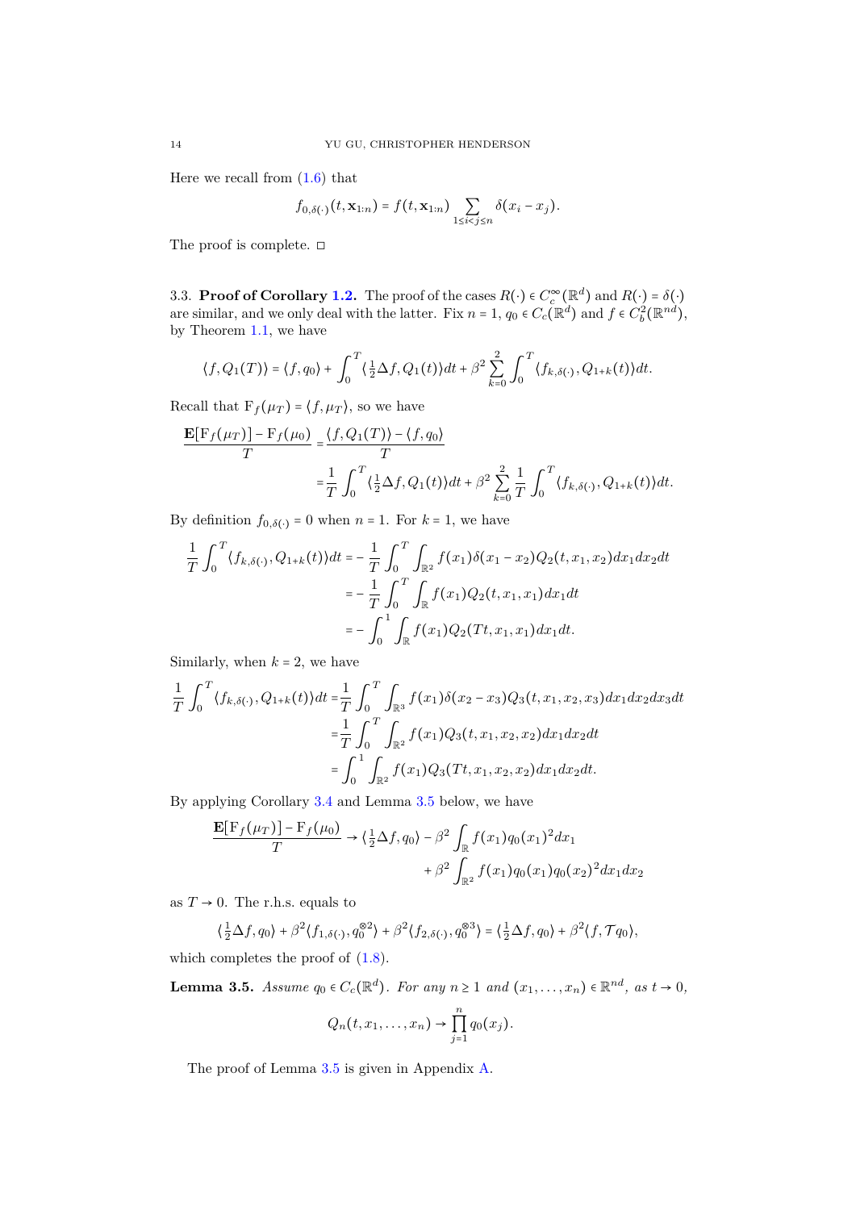Here we recall from (1.6) that

$$f_{0,\delta(\cdot)}(t,\mathbf{x}_{1:n}) = f(t,\mathbf{x}_{1:n}) \sum_{1\le i<j\le n} \delta(x_i - x_j).$$

The proof is complete. □

3.3. **Proof of Corollary 1.2.** The proof of the cases $R(\cdot)\in C_c^\infty(\mathbb{R}^d)$ and $R(\cdot)=\delta(\cdot)$ are similar, and we only deal with the latter. Fix $n=1$, $q_0\in C_c(\mathbb{R}^d)$ and $f\in C_b^2(\mathbb{R}^{nd})$, by Theorem 1.1, we have

$$\langle f, Q_1(T)\rangle = \langle f, q_0\rangle + \int_0^T \langle \tfrac12 \Delta f, Q_1(t)\rangle dt + \beta^2 \sum_{k=0}^{2} \int_0^T \langle f_{k,\delta(\cdot)}, Q_{1+k}(t)\rangle dt.$$

Recall that $\mathrm{F}_f(\mu_T) = \langle f, \mu_T\rangle$, so we have

$$\begin{aligned}
\frac{\mathbf{E}[\mathrm{F}_f(\mu_T)] - \mathrm{F}_f(\mu_0)}{T} &= \frac{\langle f, Q_1(T)\rangle - \langle f, q_0\rangle}{T} \\
&= \frac{1}{T}\int_0^T \langle \tfrac12\Delta f, Q_1(t)\rangle dt + \beta^2 \sum_{k=0}^{2} \frac1T \int_0^T \langle f_{k,\delta(\cdot)}, Q_{1+k}(t)\rangle dt.
\end{aligned}$$

By definition $f_{0,\delta(\cdot)}=0$ when $n=1$. For $k=1$, we have

$$\begin{aligned}
\frac1T\int_0^T \langle f_{k,\delta(\cdot)}, Q_{1+k}(t)\rangle dt &= -\frac1T \int_0^T \int_{\mathbb{R}^2} f(x_1)\delta(x_1-x_2) Q_2(t,x_1,x_2)dx_1dx_2dt \\
&= -\frac1T\int_0^T \int_{\mathbb{R}} f(x_1) Q_2(t,x_1,x_1)dx_1dt \\
&= -\int_0^1 \int_{\mathbb{R}} f(x_1)Q_2(Tt,x_1,x_1)dx_1dt.
\end{aligned}$$

Similarly, when $k=2$, we have

$$\begin{aligned}
\frac1T\int_0^T \langle f_{k,\delta(\cdot)}, Q_{1+k}(t)\rangle dt &= \frac1T\int_0^T\int_{\mathbb{R}^3} f(x_1)\delta(x_2-x_3)Q_3(t,x_1,x_2,x_3)dx_1dx_2dx_3dt \\
&= \frac1T\int_0^T\int_{\mathbb{R}^2} f(x_1)Q_3(t,x_1,x_2,x_2)dx_1dx_2dt \\
&= \int_0^1\int_{\mathbb{R}^2} f(x_1)Q_3(Tt,x_1,x_2,x_2)dx_1dx_2dt.
\end{aligned}$$

By applying Corollary 3.4 and Lemma 3.5 below, we have

$$\begin{aligned}
\frac{\mathbf{E}[\mathrm{F}_f(\mu_T)] - \mathrm{F}_f(\mu_0)}{T} \to \langle \tfrac12\Delta f, q_0\rangle &- \beta^2 \int_{\mathbb{R}} f(x_1) q_0(x_1)^2 dx_1 \\
&+ \beta^2 \int_{\mathbb{R}^2} f(x_1)q_0(x_1)q_0(x_2)^2 dx_1dx_2
\end{aligned}$$

as $T\to 0$. The r.h.s. equals to

$$\langle \tfrac12\Delta f, q_0\rangle + \beta^2\langle f_{1,\delta(\cdot)}, q_0^{\otimes 2}\rangle + \beta^2\langle f_{2,\delta(\cdot)}, q_0^{\otimes 3}\rangle = \langle \tfrac12 \Delta f, q_0\rangle + \beta^2\langle f, \mathcal{T} q_0\rangle,$$

which completes the proof of (1.8).

**Lemma 3.5.** *Assume $q_0\in C_c(\mathbb{R}^d)$. For any $n\ge 1$ and $(x_1,\dots,x_n)\in\mathbb{R}^{nd}$, as $t\to 0$,*

$$Q_n(t,x_1,\dots,x_n) \to \prod_{j=1}^n q_0(x_j).$$

The proof of Lemma 3.5 is given in Appendix A.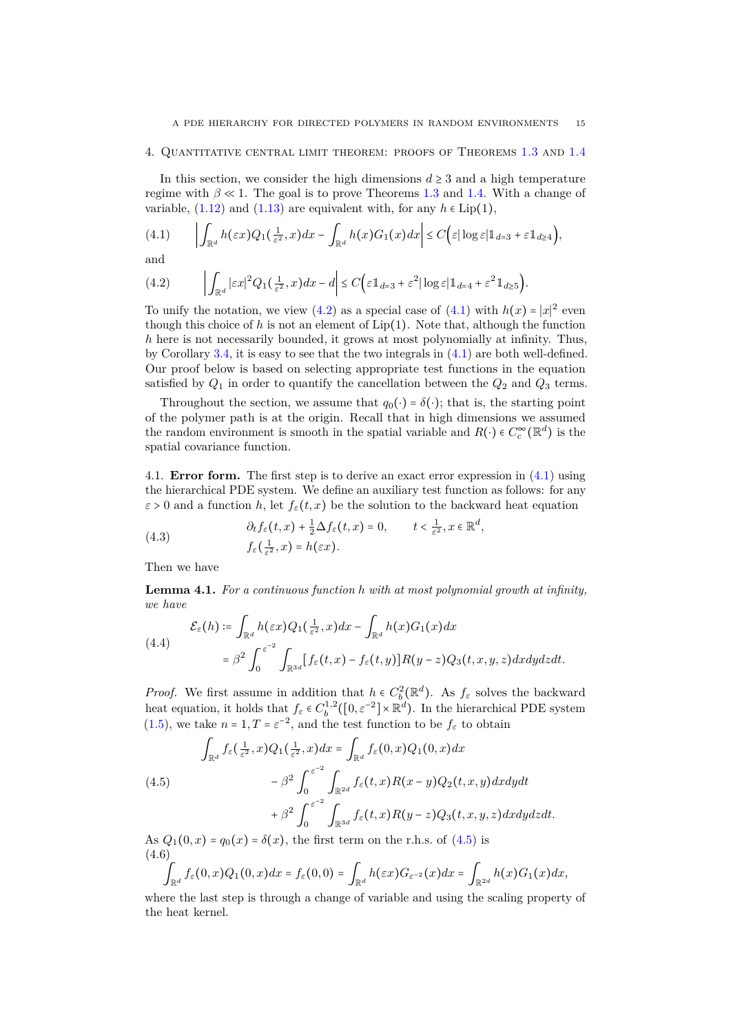## 4. Quantitative central limit theorem: proofs of Theorems 1.3 and 1.4

In this section, we consider the high dimensions $d \geq 3$ and a high temperature regime with $\beta \ll 1$. The goal is to prove Theorems 1.3 and 1.4. With a change of variable, (1.12) and (1.13) are equivalent with, for any $h \in \mathrm{Lip}(1)$,

$$\left| \int_{\mathbb{R}^d} h(\varepsilon x) Q_1(\tfrac{1}{\varepsilon^2}, x) dx - \int_{\mathbb{R}^d} h(x) G_1(x) dx \right| \leq C\Big( \varepsilon |\log \varepsilon| \mathbb{1}_{d=3} + \varepsilon \mathbb{1}_{d\geq 4} \Big), \tag{4.1}$$

and

$$\left| \int_{\mathbb{R}^d} |\varepsilon x|^2 Q_1(\tfrac{1}{\varepsilon^2}, x) dx - d \right| \leq C\Big( \varepsilon \mathbb{1}_{d=3} + \varepsilon^2 |\log \varepsilon| \mathbb{1}_{d=4} + \varepsilon^2 \mathbb{1}_{d\geq 5} \Big). \tag{4.2}$$

To unify the notation, we view (4.2) as a special case of (4.1) with $h(x) = |x|^2$ even though this choice of $h$ is not an element of $\mathrm{Lip}(1)$. Note that, although the function $h$ here is not necessarily bounded, it grows at most polynomially at infinity. Thus, by Corollary 3.4, it is easy to see that the two integrals in (4.1) are both well-defined. Our proof below is based on selecting appropriate test functions in the equation satisfied by $Q_1$ in order to quantify the cancellation between the $Q_2$ and $Q_3$ terms.

Throughout the section, we assume that $q_0(\cdot) = \delta(\cdot)$; that is, the starting point of the polymer path is at the origin. Recall that in high dimensions we assumed the random environment is smooth in the spatial variable and $R(\cdot) \in C_c^\infty(\mathbb{R}^d)$ is the spatial covariance function.

4.1. **Error form.** The first step is to derive an exact error expression in (4.1) using the hierarchical PDE system. We define an auxiliary test function as follows: for any $\varepsilon > 0$ and a function $h$, let $f_\varepsilon(t,x)$ be the solution to the backward backward heat equation

$$\begin{aligned} &\partial_t f_\varepsilon(t,x) + \tfrac{1}{2}\Delta f_\varepsilon(t,x) = 0, \qquad t < \tfrac{1}{\varepsilon^2}, x \in \mathbb{R}^d, \\ &f_\varepsilon(\tfrac{1}{\varepsilon^2}, x) = h(\varepsilon x). \end{aligned} \tag{4.3}$$

Then we have

**Lemma 4.1.** *For a continuous function $h$ with at most polynomial growth at infinity, we have*

$$\begin{aligned} \mathcal{E}_\varepsilon(h) &:= \int_{\mathbb{R}^d} h(\varepsilon x) Q_1(\tfrac{1}{\varepsilon^2}, x) dx - \int_{\mathbb{R}^d} h(x) G_1(x) dx \\ &= \beta^2 \int_0^{\varepsilon^{-2}} \int_{\mathbb{R}^{3d}} [f_\varepsilon(t,x) - f_\varepsilon(t,y)] R(y-z) Q_3(t,x,y,z) dx dy dz dt. \end{aligned} \tag{4.4}$$

*Proof.* We first assume in addition that $h \in C_b^2(\mathbb{R}^d)$. As $f_\varepsilon$ solves the backward heat equation, it holds that $f_\varepsilon \in C_b^{1,2}([0,\varepsilon^{-2}] \times \mathbb{R}^d)$. In the hierarchical PDE system (1.5), we take $n = 1, T = \varepsilon^{-2}$, and the test function to be $f_\varepsilon$ to obtain

$$\begin{aligned} \int_{\mathbb{R}^d} f_\varepsilon(\tfrac{1}{\varepsilon^2}, x) Q_1(\tfrac{1}{\varepsilon^2}, x) dx &= \int_{\mathbb{R}^d} f_\varepsilon(0,x) Q_1(0,x) dx \\ &\quad - \beta^2 \int_0^{\varepsilon^{-2}} \int_{\mathbb{R}^{2d}} f_\varepsilon(t,x) R(x-y) Q_2(t,x,y) dx dy dt \\ &\quad + \beta^2 \int_0^{\varepsilon^{-2}} \int_{\mathbb{R}^{3d}} f_\varepsilon(t,x) R(y-z) Q_3(t,x,y,z) dx dy dz dt. \end{aligned} \tag{4.5}$$

As $Q_1(0,x) = q_0(x) = \delta(x)$, the first term on the r.h.s. of (4.5) is

$$\int_{\mathbb{R}^d} f_\varepsilon(0,x) Q_1(0,x) dx = f_\varepsilon(0,0) = \int_{\mathbb{R}^d} h(\varepsilon x) G_{\varepsilon^{-2}}(x) dx = \int_{\mathbb{R}^{2d}} h(x) G_1(x) dx, \tag{4.6}$$

where the last step is through a change of variable and using the scaling property of the heat kernel.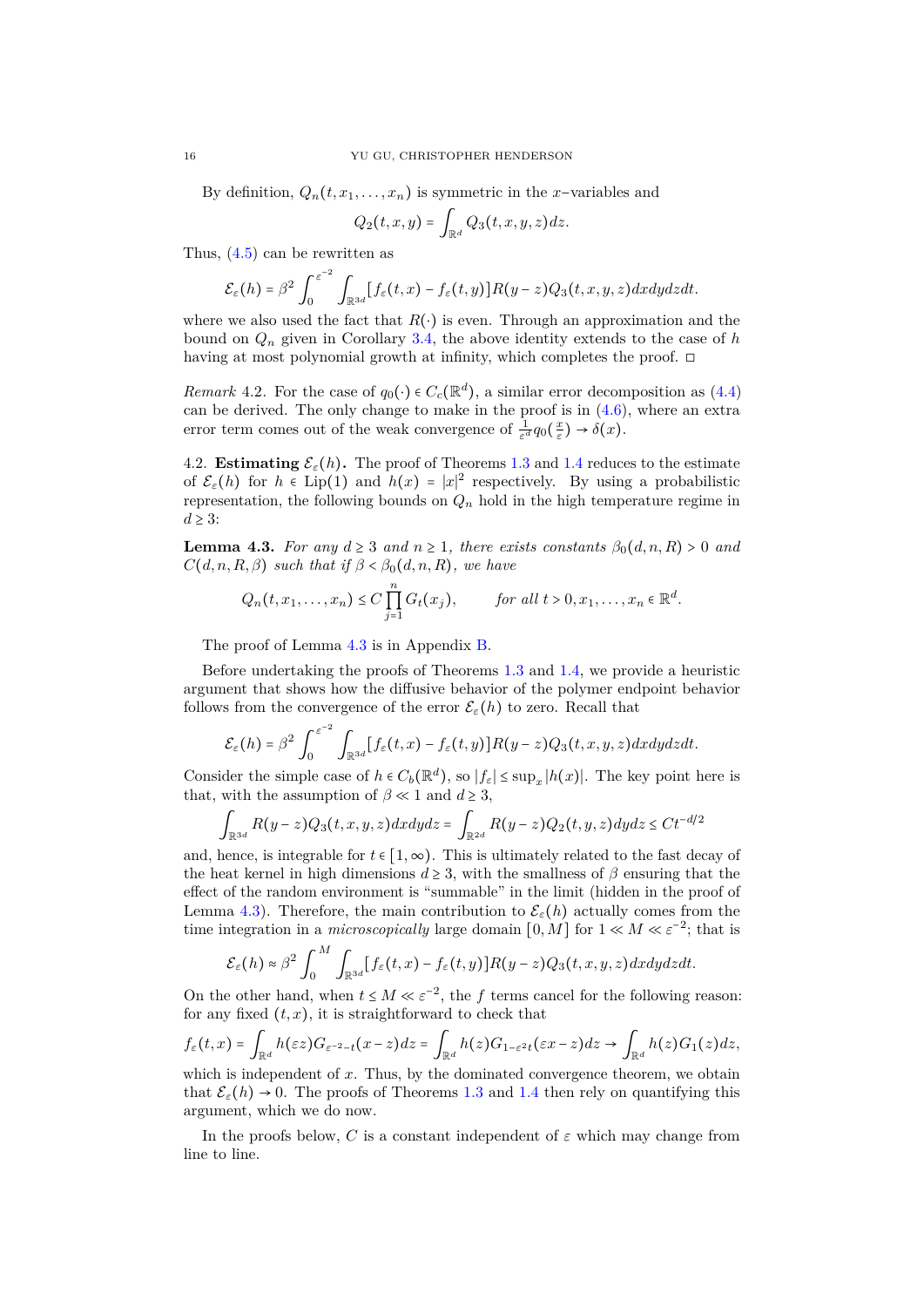By definition, $Q_n(t, x_1, \ldots, x_n)$ is symmetric in the $x$–variables and

$$Q_2(t,x,y) = \int_{\mathbb{R}^d} Q_3(t,x,y,z)dz.$$

Thus, (4.5) can be rewritten as

$$\mathcal{E}_\varepsilon(h) = \beta^2 \int_0^{\varepsilon^{-2}} \int_{\mathbb{R}^{3d}} [f_\varepsilon(t,x) - f_\varepsilon(t,y)] R(y-z) Q_3(t,x,y,z) dxdydzdt.$$

where we also used the fact that $R(\cdot)$ is even. Through an approximation and the bound on $Q_n$ given in Corollary 3.4, the above identity extends to the case of $h$ having at most polynomial growth at infinity, which completes the proof. □

*Remark* 4.2. For the case of $q_0(\cdot) \in C_c(\mathbb{R}^d)$, a similar error decomposition as (4.4) can be derived. The only change to make in the proof is in (4.6), where an extra error term comes out of the weak convergence of $\frac{1}{\varepsilon^d} q_0(\frac{x}{\varepsilon}) \to \delta(x)$.

4.2. **Estimating $\mathcal{E}_\varepsilon(h)$.** The proof of Theorems 1.3 and 1.4 reduces to the estimate of $\mathcal{E}_\varepsilon(h)$ for $h \in \mathrm{Lip}(1)$ and $h(x) = |x|^2$ respectively. By using a probabilistic representation, the following bounds on $Q_n$ hold in the high temperature regime in $d \geq 3$:

**Lemma 4.3.** *For any $d \geq 3$ and $n \geq 1$, there exists constants $\beta_0(d,n,R) > 0$ and $C(d,n,R,\beta)$ such that if $\beta < \beta_0(d,n,R)$, we have*

$$Q_n(t, x_1, \ldots, x_n) \leq C \prod_{j=1}^n G_t(x_j), \qquad \text{for all } t > 0, x_1, \ldots, x_n \in \mathbb{R}^d.$$

The proof of Lemma 4.3 is in Appendix B.

Before undertaking the proofs of Theorems 1.3 and 1.4, we provide a heuristic argument that shows how the diffusive behavior of the polymer endpoint behavior follows from the convergence of the error $\mathcal{E}_\varepsilon(h)$ to zero. Recall that

$$\mathcal{E}_\varepsilon(h) = \beta^2 \int_0^{\varepsilon^{-2}} \int_{\mathbb{R}^{3d}} [f_\varepsilon(t,x) - f_\varepsilon(t,y)] R(y-z) Q_3(t,x,y,z) dxdydzdt.$$

Consider the simple case of $h \in C_b(\mathbb{R}^d)$, so $|f_\varepsilon| \leq \sup_x |h(x)|$. The key point here is that, with the assumption of $\beta \ll 1$ and $d \geq 3$,

$$\int_{\mathbb{R}^{3d}} R(y-z) Q_3(t,x,y,z) dxdydz = \int_{\mathbb{R}^{2d}} R(y-z) Q_2(t,y,z) dydz \leq C t^{-d/2}$$

and, hence, is integrable for $t \in [1, \infty)$. This is ultimately related to the fast decay of the heat kernel in high dimensions $d \geq 3$, with the smallness of $\beta$ ensuring that the effect of the random environment is "summable" in the limit (hidden in the proof of Lemma 4.3). Therefore, the main contribution to $\mathcal{E}_\varepsilon(h)$ actually comes from the time integration in a *microscopically* large domain $[0, M]$ for $1 \ll M \ll \varepsilon^{-2}$; that is

$$\mathcal{E}_\varepsilon(h) \approx \beta^2 \int_0^M \int_{\mathbb{R}^{3d}} [f_\varepsilon(t,x) - f_\varepsilon(t,y)] R(y-z) Q_3(t,x,y,z) dxdydzdt.$$

On the other hand, when $t \leq M \ll \varepsilon^{-2}$, the $f$ terms cancel for the following reason: for any fixed $(t,x)$, it is straightforward to check that

$$f_\varepsilon(t,x) = \int_{\mathbb{R}^d} h(\varepsilon z) G_{\varepsilon^{-2}-t}(x-z) dz = \int_{\mathbb{R}^d} h(z) G_{1-\varepsilon^2 t}(\varepsilon x - z) dz \to \int_{\mathbb{R}^d} h(z) G_1(z) dz,$$

which is independent of $x$. Thus, by the dominated convergence theorem, we obtain that $\mathcal{E}_\varepsilon(h) \to 0$. The proofs of Theorems 1.3 and 1.4 then rely on quantifying this argument, which we do now.

In the proofs below, $C$ is a constant independent of $\varepsilon$ which may change from line to line.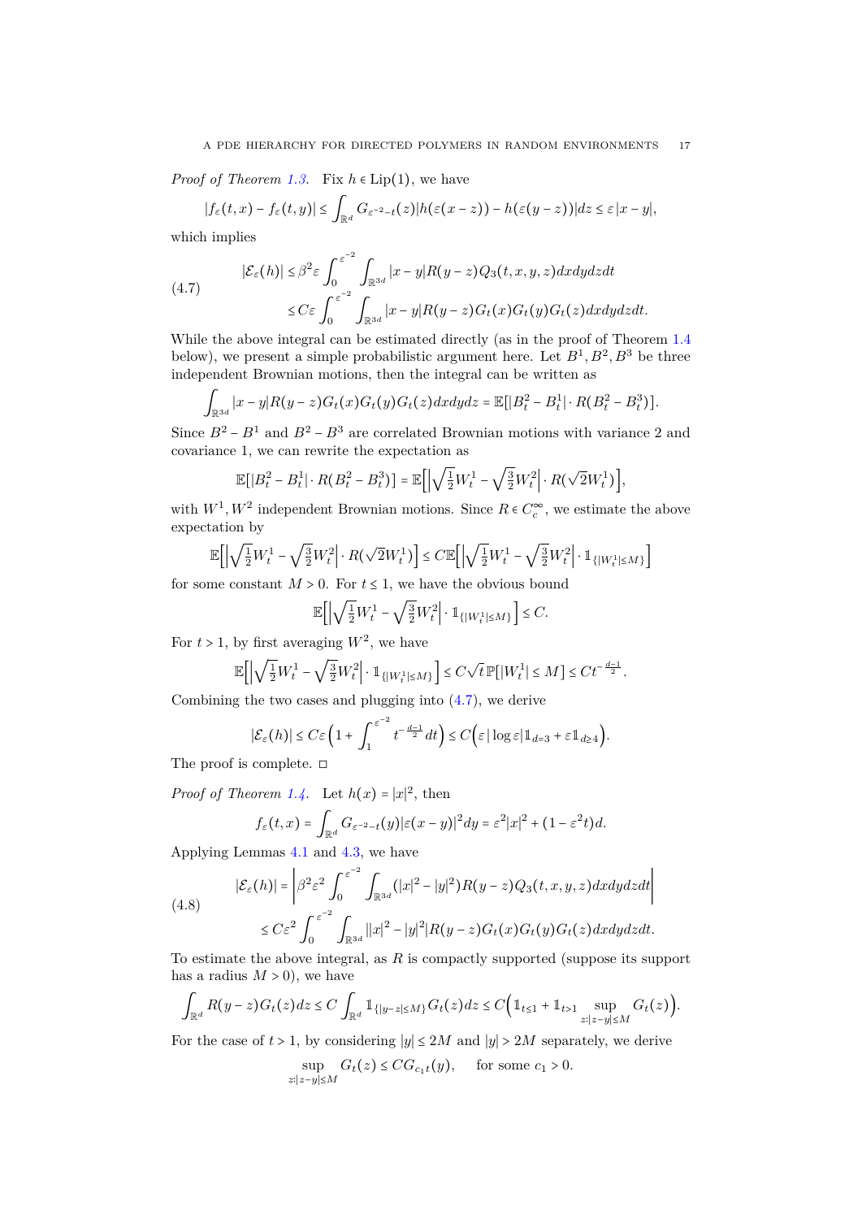*Proof of Theorem 1.3.* Fix $h \in \mathrm{Lip}(1)$, we have

$$|f_\varepsilon(t,x) - f_\varepsilon(t,y)| \leq \int_{\mathbb{R}^d} G_{\varepsilon^{-2}-t}(z)|h(\varepsilon(x-z)) - h(\varepsilon(y-z))|dz \leq \varepsilon|x-y|,$$

which implies

$$\begin{aligned}
|\mathcal{E}_\varepsilon(h)| &\leq \beta^2\varepsilon \int_0^{\varepsilon^{-2}} \int_{\mathbb{R}^{3d}} |x-y| R(y-z) Q_3(t,x,y,z) dxdydzdt \\
&\leq C\varepsilon \int_0^{\varepsilon^{-2}} \int_{\mathbb{R}^{3d}} |x-y| R(y-z) G_t(x)G_t(y)G_t(z) dxdydzdt.
\end{aligned} \tag{4.7}$$

While the above integral can be estimated directly (as in the proof of Theorem 1.4 below), we present a simple probabilistic argument here. Let $B^1, B^2, B^3$ be three independent Brownian motions, then the integral can be written as

$$\int_{\mathbb{R}^{3d}} |x-y| R(y-z) G_t(x)G_t(y)G_t(z) dxdydz = \mathbb{E}[|B_t^2 - B_t^1| \cdot R(B_t^2 - B_t^3)].$$

Since $B^2 - B^1$ and $B^2 - B^3$ are correlated Brownian motions with variance 2 and covariance 1, we can rewrite the expectation as

$$\mathbb{E}[|B_t^2 - B_t^1| \cdot R(B_t^2 - B_t^3)] = \mathbb{E}\Big[\Big|\sqrt{\tfrac{1}{2}}W_t^1 - \sqrt{\tfrac{3}{2}}W_t^2\Big| \cdot R(\sqrt{2}W_t^1)\Big],$$

with $W^1, W^2$ independent Brownian motions. Since $R \in C_c^\infty$, we estimate the above expectation by

$$\mathbb{E}\Big[\Big|\sqrt{\tfrac{1}{2}}W_t^1 - \sqrt{\tfrac{3}{2}}W_t^2\Big| \cdot R(\sqrt{2}W_t^1)\Big] \leq C\mathbb{E}\Big[\Big|\sqrt{\tfrac{1}{2}}W_t^1 - \sqrt{\tfrac{3}{2}}W_t^2\Big| \cdot \mathbb{1}_{\{|W_t^1| \leq M\}}\Big]$$

for some constant $M > 0$. For $t \leq 1$, we have the obvious bound

$$\mathbb{E}\Big[\Big|\sqrt{\tfrac{1}{2}}W_t^1 - \sqrt{\tfrac{3}{2}}W_t^2\Big| \cdot \mathbb{1}_{\{|W_t^1| \leq M\}}\Big] \leq C.$$

For $t > 1$, by first averaging $W^2$, we have

$$\mathbb{E}\Big[\Big|\sqrt{\tfrac{1}{2}}W_t^1 - \sqrt{\tfrac{3}{2}}W_t^2\Big| \cdot \mathbb{1}_{\{|W_t^1| \leq M\}}\Big] \leq C\sqrt{t}\,\mathbb{P}[|W_t^1| \leq M] \leq Ct^{-\frac{d-1}{2}}.$$

Combining the two cases and plugging into (4.7), we derive

$$|\mathcal{E}_\varepsilon(h)| \leq C\varepsilon\Big(1 + \int_1^{\varepsilon^{-2}} t^{-\frac{d-1}{2}}dt\Big) \leq C\Big(\varepsilon|\log\varepsilon|\mathbb{1}_{d=3} + \varepsilon\mathbb{1}_{d\geq 4}\Big).$$

The proof is complete. □

*Proof of Theorem 1.4.* Let $h(x) = |x|^2$, then

$$f_\varepsilon(t,x) = \int_{\mathbb{R}^d} G_{\varepsilon^{-2}-t}(y)|\varepsilon(x-y)|^2 dy = \varepsilon^2|x|^2 + (1-\varepsilon^2 t)d.$$

Applying Lemmas 4.1 and 4.3, we have

$$\begin{aligned}
|\mathcal{E}_\varepsilon(h)| &= \left|\beta^2\varepsilon^2 \int_0^{\varepsilon^{-2}} \int_{\mathbb{R}^{3d}} (|x|^2 - |y|^2) R(y-z) Q_3(t,x,y,z) dxdydzdt\right| \\
&\leq C\varepsilon^2 \int_0^{\varepsilon^{-2}} \int_{\mathbb{R}^{3d}} ||x|^2 - |y|^2| R(y-z) G_t(x)G_t(y)G_t(z) dxdydzdt.
\end{aligned} \tag{4.8}$$

To estimate the above integral, as $R$ is compactly supported (suppose its support has a radius $M > 0$), we have

$$\int_{\mathbb{R}^d} R(y-z)G_t(z)dz \leq C\int_{\mathbb{R}^d} \mathbb{1}_{\{|y-z|\leq M\}} G_t(z)dz \leq C\Big(\mathbb{1}_{t\leq 1} + \mathbb{1}_{t>1} \sup_{z:|z-y|\leq M} G_t(z)\Big).$$

For the case of $t > 1$, by considering $|y| \leq 2M$ and $|y| > 2M$ separately, we derive

$$\sup_{z:|z-y|\leq M} G_t(z) \leq CG_{c_1 t}(y), \quad \text{for some } c_1 > 0.$$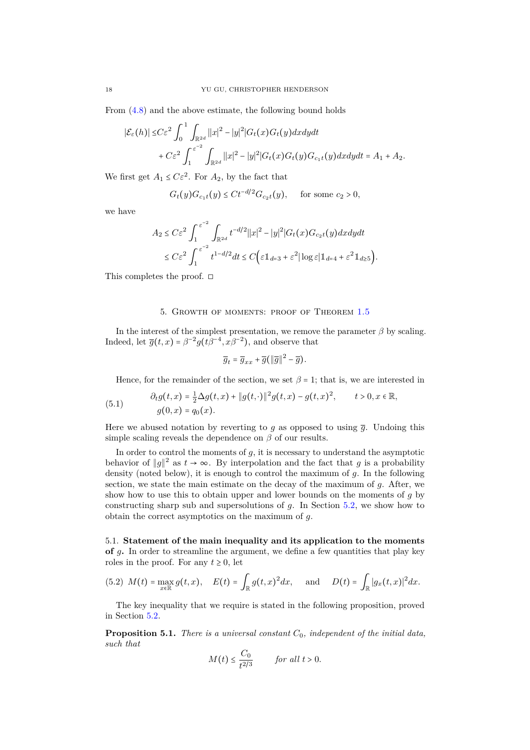From (4.8) and the above estimate, the following bound holds

$$
\begin{aligned}
|\mathcal{E}_\varepsilon(h)| \le & C\varepsilon^2 \int_0^1 \int_{\mathbb{R}^{2d}} ||x|^2 - |y|^2| G_t(x) G_t(y) dx dy dt \\
& + C\varepsilon^2 \int_1^{\varepsilon^{-2}} \int_{\mathbb{R}^{2d}} ||x|^2 - |y|^2| G_t(x) G_t(y) G_{c_1 t}(y) dx dy dt = A_1 + A_2.
\end{aligned}
$$

We first get $A_1 \le C\varepsilon^2$. For $A_2$, by the fact that

$$
G_t(y) G_{c_1 t}(y) \le C t^{-d/2} G_{c_2 t}(y), \quad \text{ for some } c_2 > 0,
$$

we have

$$
\begin{aligned}
A_2 &\le C\varepsilon^2 \int_1^{\varepsilon^{-2}} \int_{\mathbb{R}^{2d}} t^{-d/2} ||x|^2 - |y|^2| G_t(x) G_{c_2 t}(y) dx dy dt \\
&\le C\varepsilon^2 \int_1^{\varepsilon^{-2}} t^{1-d/2} dt \le C\Big(\varepsilon \mathbb{1}_{d=3} + \varepsilon^2 |\log \varepsilon| \mathbb{1}_{d=4} + \varepsilon^2 \mathbb{1}_{d\ge 5}\Big).
\end{aligned}
$$

This completes the proof. ◻

## 5. Growth of moments: proof of Theorem 1.5

In the interest of the simplest presentation, we remove the parameter $\beta$ by scaling. Indeed, let $\overline{g}(t,x) = \beta^{-2} g(t\beta^{-4}, x\beta^{-2})$, and observe that

$$
\overline{g}_t = \overline{g}_{xx} + \overline{g}(\|\overline{g}\|^2 - \overline{g}).
$$

Hence, for the remainder of the section, we set $\beta = 1$; that is, we are interested in

$$
\tag{5.1}
\begin{aligned}
&\partial_t g(t,x) = \tfrac{1}{2}\Delta g(t,x) + \|g(t,\cdot)\|^2 g(t,x) - g(t,x)^2, \qquad t > 0, x \in \mathbb{R}, \\
&g(0,x) = q_0(x).
\end{aligned}
$$

Here we abused notation by reverting to $g$ as opposed to using $\overline{g}$. Undoing this simple scaling reveals the dependence on $\beta$ of our results.

In order to control the moments of $g$, it is necessary to understand the asymptotic behavior of $\|g\|^2$ as $t \to \infty$. By interpolation and the fact that $g$ is a probability density (noted below), it is enough to control the maximum of $g$. In the following section, we state the main estimate on the decay of the maximum of $g$. After, we show how to use this to obtain upper and lower bounds on the moments of $g$ by constructing sharp sub and supersolutions of $g$. In Section 5.2, we show how to obtain the correct asymptotics on the maximum of $g$.

### 5.1. Statement of the main inequality and its application to the moments of $g$.

In order to streamline the argument, we define a few quantities that play key roles in the proof. For any $t \ge 0$, let

$$
\tag{5.2}
M(t) = \max_{x\in\mathbb{R}} g(t,x), \quad E(t) = \int_{\mathbb{R}} g(t,x)^2 dx, \quad \text{and} \quad D(t) = \int_{\mathbb{R}} |g_x(t,x)|^2 dx.
$$

The key inequality that we require is stated in the following proposition, proved in Section 5.2.

**Proposition 5.1.** *There is a universal constant $C_0$, independent of the initial data, such that*

$$
M(t) \le \frac{C_0}{t^{2/3}} \qquad \textit{for all } t > 0.
$$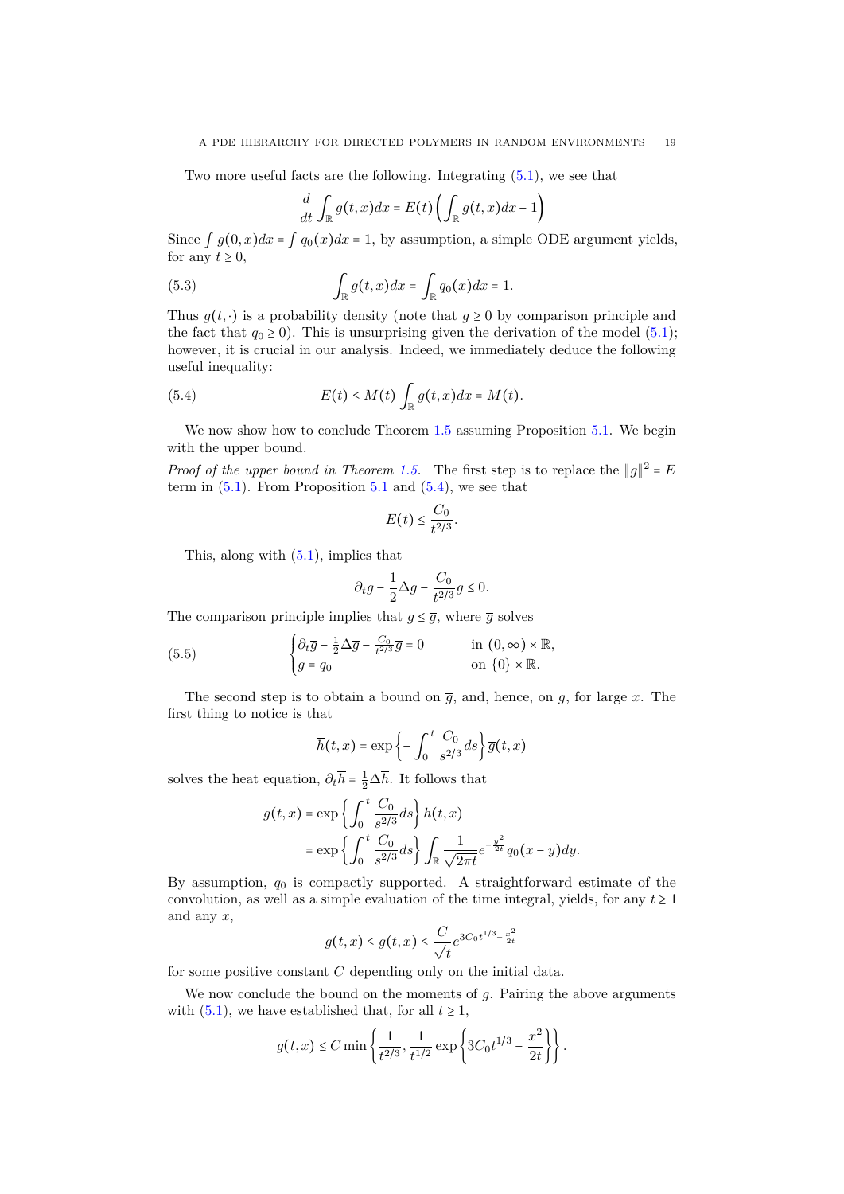Two more useful facts are the following. Integrating (5.1), we see that

$$\frac{d}{dt}\int_{\mathbb{R}} g(t,x)dx = E(t)\left(\int_{\mathbb{R}} g(t,x)dx - 1\right)$$

Since $\int g(0,x)dx = \int q_0(x)dx = 1$, by assumption, a simple ODE argument yields, for any $t \geq 0$,

$$\int_{\mathbb{R}} g(t,x)dx = \int_{\mathbb{R}} q_0(x)dx = 1. \tag{5.3}$$

Thus $g(t,\cdot)$ is a probability density (note that $g \geq 0$ by comparison principle and the fact that $q_0 \geq 0$). This is unsurprising given the derivation of the model (5.1); however, it is crucial in our analysis. Indeed, we immediately deduce the following useful inequality:

$$E(t) \leq M(t)\int_{\mathbb{R}} g(t,x)dx = M(t). \tag{5.4}$$

We now show how to conclude Theorem 1.5 assuming Proposition 5.1. We begin with the upper bound.

*Proof of the upper bound in Theorem 1.5.* The first step is to replace the $\|g\|^2 = E$ term in (5.1). From Proposition 5.1 and (5.4), we see that

$$E(t) \leq \frac{C_0}{t^{2/3}}.$$

This, along with (5.1), implies that

$$\partial_t g - \frac{1}{2}\Delta g - \frac{C_0}{t^{2/3}} g \leq 0.$$

The comparison principle implies that $g \leq \overline{g}$, where $\overline{g}$ solves

$$\begin{cases} \partial_t \overline{g} - \frac{1}{2}\Delta \overline{g} - \frac{C_0}{t^{2/3}}\overline{g} = 0 & \text{in } (0,\infty)\times\mathbb{R}, \\ \overline{g} = q_0 & \text{on } \{0\}\times\mathbb{R}. \end{cases} \tag{5.5}$$

The second step is to obtain a bound on $\overline{g}$, and, hence, on $g$, for large $x$. The first thing to notice is that

$$\overline{h}(t,x) = \exp\left\{-\int_0^t \frac{C_0}{s^{2/3}}ds\right\}\overline{g}(t,x)$$

solves the heat equation, $\partial_t \overline{h} = \frac{1}{2}\Delta\overline{h}$. It follows that

$$\begin{aligned} \overline{g}(t,x) &= \exp\left\{\int_0^t \frac{C_0}{s^{2/3}}ds\right\}\overline{h}(t,x) \\ &= \exp\left\{\int_0^t \frac{C_0}{s^{2/3}}ds\right\}\int_{\mathbb{R}} \frac{1}{\sqrt{2\pi t}} e^{-\frac{y^2}{2t}} q_0(x-y)dy. \end{aligned}$$

By assumption, $q_0$ is compactly supported. A straightforward estimate of the convolution, as well as a simple evaluation of the time integral, yields, for any $t \geq 1$ and any $x$,

$$g(t,x) \leq \overline{g}(t,x) \leq \frac{C}{\sqrt{t}} e^{3C_0 t^{1/3} - \frac{x^2}{2t}}$$

for some positive constant $C$ depending only on the initial data.

We now conclude the bound on the moments of $g$. Pairing the above arguments with (5.1), we have established that, for all $t \geq 1$,

$$g(t,x) \leq C\min\left\{\frac{1}{t^{2/3}}, \frac{1}{t^{1/2}}\exp\left\{3C_0 t^{1/3} - \frac{x^2}{2t}\right\}\right\}.$$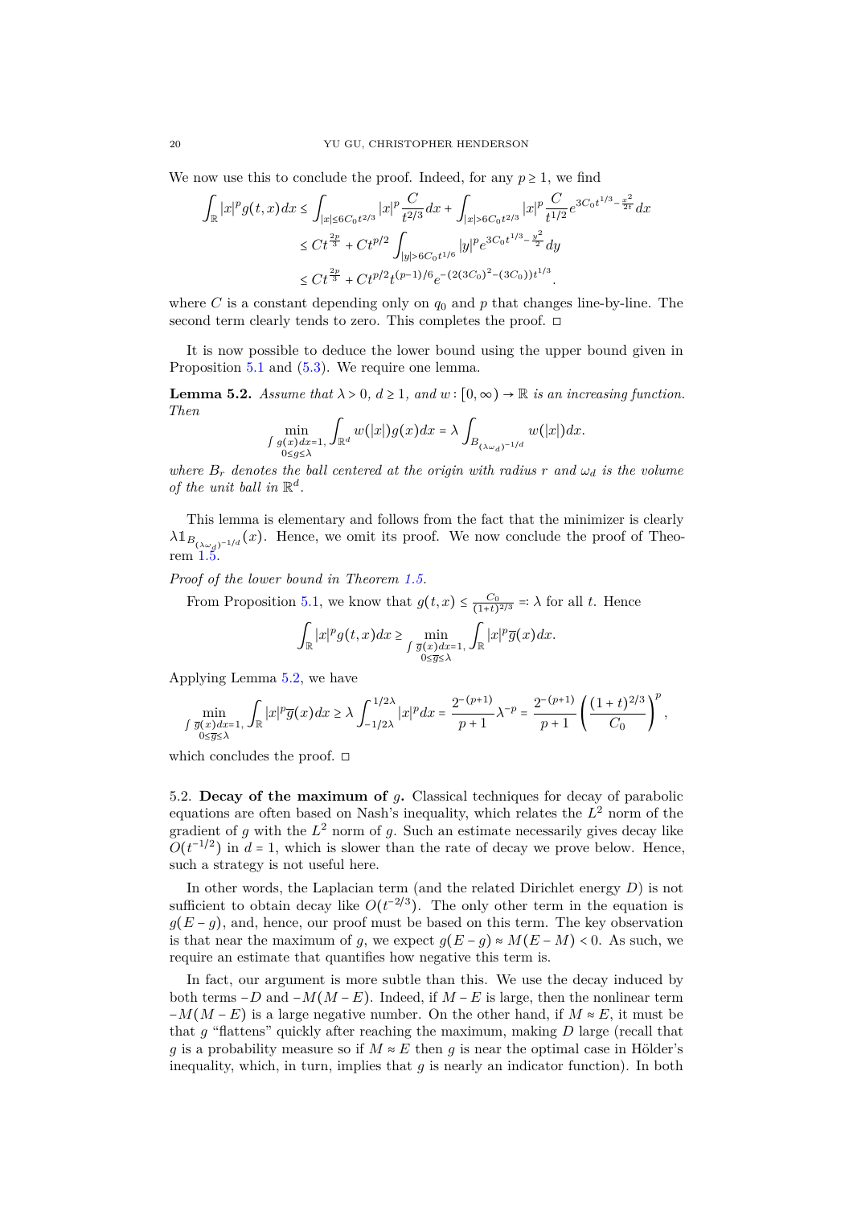We now use this to conclude the proof. Indeed, for any $p \geq 1$, we find

$$
\begin{aligned}
\int_{\mathbb{R}} |x|^p g(t,x)\,dx &\leq \int_{|x|\leq 6C_0 t^{2/3}} |x|^p \frac{C}{t^{2/3}}\,dx + \int_{|x|>6C_0 t^{2/3}} |x|^p \frac{C}{t^{1/2}} e^{3C_0 t^{1/3} - \frac{x^2}{2t}}\,dx \\
&\leq C t^{\frac{2p}{3}} + C t^{p/2} \int_{|y|>6C_0 t^{1/6}} |y|^p e^{3C_0 t^{1/3} - \frac{y^2}{2}}\,dy \\
&\leq C t^{\frac{2p}{3}} + C t^{p/2} t^{(p-1)/6} e^{-(2(3C_0)^2 - (3C_0)) t^{1/3}}.
\end{aligned}
$$

where $C$ is a constant depending only on $q_0$ and $p$ that changes line-by-line. The second term clearly tends to zero. This completes the proof. □

It is now possible to deduce the lower bound using the upper bound given in Proposition 5.1 and (5.3). We require one lemma.

**Lemma 5.2.** *Assume that $\lambda > 0$, $d \geq 1$, and $w : [0,\infty) \to \mathbb{R}$ is an increasing function. Then*

$$
\min_{\substack{\int g(x)dx=1,\\ 0\leq g\leq \lambda}} \int_{\mathbb{R}^d} w(|x|) g(x)\,dx = \lambda \int_{B_{(\lambda\omega_d)^{-1/d}}} w(|x|)\,dx.
$$

*where $B_r$ denotes the ball centered at the origin with radius $r$ and $\omega_d$ is the volume of the unit ball in $\mathbb{R}^d$.*

This lemma is elementary and follows from the fact that the minimizer is clearly $\lambda \mathbb{1}_{B_{(\lambda\omega_d)^{-1/d}}}(x)$. Hence, we omit its proof. We now conclude the proof of Theorem 1.5.

*Proof of the lower bound in Theorem 1.5.*

From Proposition 5.1, we know that $g(t,x) \leq \frac{C_0}{(1+t)^{2/3}} =: \lambda$ for all $t$. Hence

$$
\int_{\mathbb{R}} |x|^p g(t,x)\,dx \geq \min_{\substack{\int \overline{g}(x)dx=1,\\ 0\leq \overline{g}\leq \lambda}} \int_{\mathbb{R}} |x|^p \overline{g}(x)\,dx.
$$

Applying Lemma 5.2, we have

$$
\min_{\substack{\int \overline{g}(x)dx=1,\\ 0\leq \overline{g}\leq \lambda}} \int_{\mathbb{R}} |x|^p \overline{g}(x)\,dx \geq \lambda \int_{-1/2\lambda}^{1/2\lambda} |x|^p\,dx = \frac{2^{-(p+1)}}{p+1}\lambda^{-p} = \frac{2^{-(p+1)}}{p+1}\left(\frac{(1+t)^{2/3}}{C_0}\right)^p,
$$

which concludes the proof. □

5.2. **Decay of the maximum of $g$.** Classical techniques for decay of parabolic equations are often based on Nash's inequality, which relates the $L^2$ norm of the gradient of $g$ with the $L^2$ norm of $g$. Such an estimate necessarily gives decay like $O(t^{-1/2})$ in $d = 1$, which is slower than the rate of decay we prove below. Hence, such a strategy is not useful here.

In other words, the Laplacian term (and the related Dirichlet energy $D$) is not sufficient to obtain decay like $O(t^{-2/3})$. The only other term in the equation is $g(E-g)$, and, hence, our proof must be based on this term. The key observation is that near the maximum of $g$, we expect $g(E-g) \approx M(E-M) < 0$. As such, we require an estimate that quantifies how negative this term is.

In fact, our argument is more subtle than this. We use the decay induced by both terms $-D$ and $-M(M-E)$. Indeed, if $M - E$ is large, then the nonlinear term $-M(M-E)$ is a large negative number. On the other hand, if $M \approx E$, it must be that $g$ "flattens" quickly after reaching the maximum, making $D$ large (recall that $g$ is a probability measure so if $M \approx E$ then $g$ is near the optimal case in Hölder's inequality, which, in turn, implies that $g$ is nearly an indicator function). In both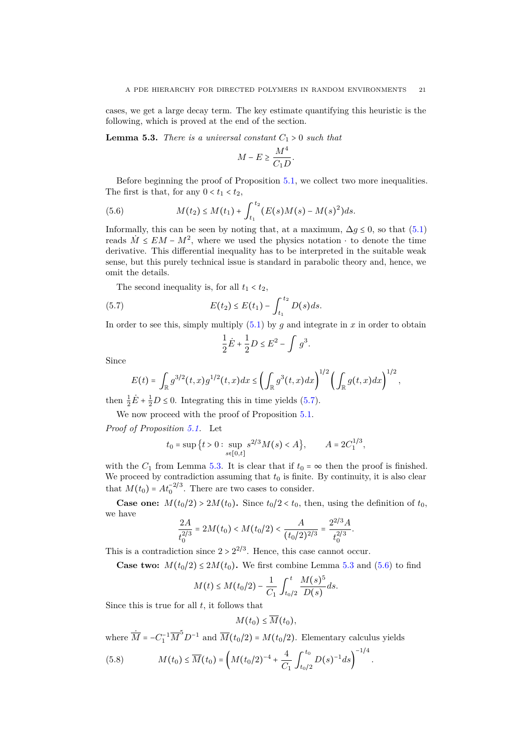cases, we get a large decay term. The key estimate quantifying this heuristic is the following, which is proved at the end of the section.

**Lemma 5.3.** *There is a universal constant $C_1 > 0$ such that*

$$M - E \geq \frac{M^4}{C_1 D}.$$

Before beginning the proof of Proposition 5.1, we collect two more inequalities. The first is that, for any $0 < t_1 < t_2$,

$$M(t_2) \leq M(t_1) + \int_{t_1}^{t_2} (E(s)M(s) - M(s)^2) ds. \tag{5.6}$$

Informally, this can be seen by noting that, at a maximum, $\Delta g \leq 0$, so that (5.1) reads $\dot{M} \leq EM - M^2$, where we used the physics notation $\cdot$ to denote the time derivative. This differential inequality has to be interpreted in the suitable weak sense, but this purely technical issue is standard in parabolic theory and, hence, we omit the details.

The second inequality is, for all $t_1 < t_2$,

$$E(t_2) \leq E(t_1) - \int_{t_1}^{t_2} D(s) ds. \tag{5.7}$$

In order to see this, simply multiply (5.1) by $g$ and integrate in $x$ in order to obtain

$$\frac{1}{2}\dot{E} + \frac{1}{2}D \leq E^2 - \int g^3.$$

Since

$$E(t) = \int_{\mathbb{R}} g^{3/2}(t,x) g^{1/2}(t,x) dx \leq \left(\int_{\mathbb{R}} g^3(t,x) dx\right)^{1/2} \left(\int_{\mathbb{R}} g(t,x) dx\right)^{1/2},$$

then $\frac{1}{2}\dot{E} + \frac{1}{2}D \leq 0$. Integrating this in time yields (5.7).

We now proceed with the proof of Proposition 5.1.

*Proof of Proposition 5.1.* Let

$$t_0 = \sup\left\{t > 0 : \sup_{s \in [0,t]} s^{2/3} M(s) < A\right\}, \qquad A = 2C_1^{1/3},$$

with the $C_1$ from Lemma 5.3. It is clear that if $t_0 = \infty$ then the proof is finished. We proceed by contradiction assuming that $t_0$ is finite. By continuity, it is also clear that $M(t_0) = A t_0^{-2/3}$. There are two cases to consider.

**Case one: $M(t_0/2) > 2M(t_0)$.** Since $t_0/2 < t_0$, then, using the definition of $t_0$, we have

$$\frac{2A}{t_0^{2/3}} = 2M(t_0) < M(t_0/2) < \frac{A}{(t_0/2)^{2/3}} = \frac{2^{2/3}A}{t_0^{2/3}}.$$

This is a contradiction since $2 > 2^{2/3}$. Hence, this case cannot occur.

**Case two: $M(t_0/2) \leq 2M(t_0)$.** We first combine Lemma 5.3 and (5.6) to find

$$M(t) \leq M(t_0/2) - \frac{1}{C_1}\int_{t_0/2}^{t} \frac{M(s)^5}{D(s)} ds.$$

Since this is true for all $t$, it follows that

$$M(t_0) \leq \overline{M}(t_0),$$

where $\dot{\overline{M}} = -C_1^{-1}\overline{M}^5 D^{-1}$ and $\overline{M}(t_0/2) = M(t_0/2)$. Elementary calculus yields

$$M(t_0) \leq \overline{M}(t_0) = \left(M(t_0/2)^{-4} + \frac{4}{C_1}\int_{t_0/2}^{t_0} D(s)^{-1} ds\right)^{-1/4}. \tag{5.8}$$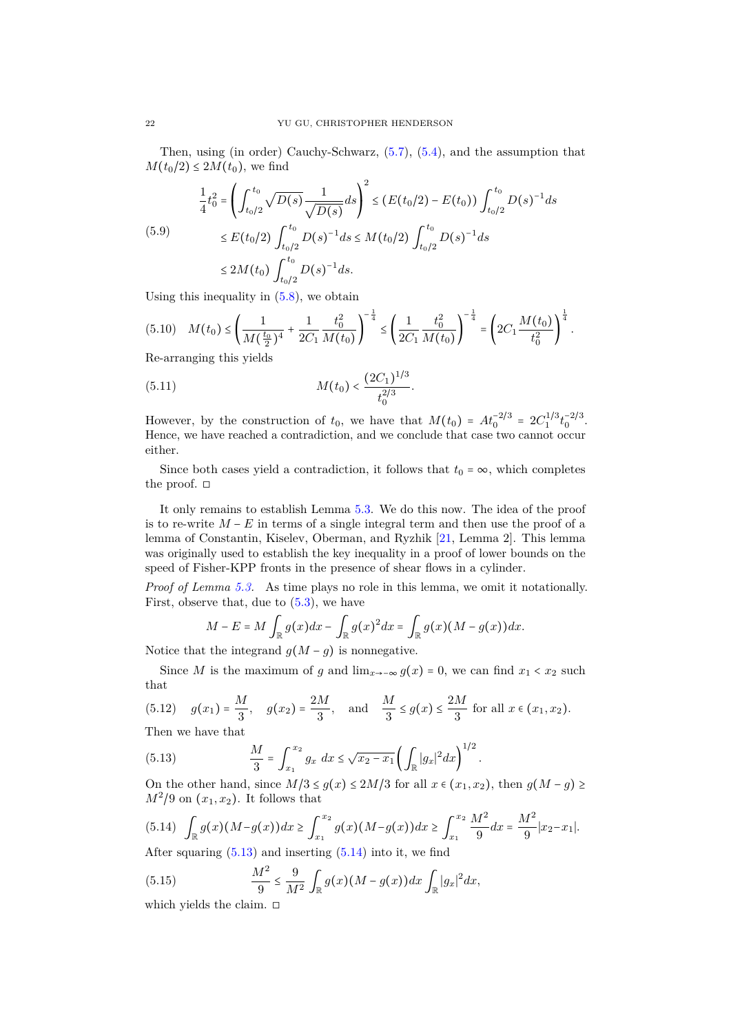Then, using (in order) Cauchy-Schwarz, (5.7), (5.4), and the assumption that $M(t_0/2) \le 2M(t_0)$, we find

$$
\begin{aligned}
\frac{1}{4}t_0^2 &= \left(\int_{t_0/2}^{t_0} \sqrt{D(s)}\frac{1}{\sqrt{D(s)}}ds\right)^2 \le (E(t_0/2) - E(t_0)) \int_{t_0/2}^{t_0} D(s)^{-1}ds \\
&\le E(t_0/2)\int_{t_0/2}^{t_0} D(s)^{-1}ds \le M(t_0/2)\int_{t_0/2}^{t_0} D(s)^{-1}ds \\
&\le 2M(t_0)\int_{t_0/2}^{t_0} D(s)^{-1}ds.
\end{aligned} \tag{5.9}
$$

Using this inequality in (5.8), we obtain

$$
M(t_0) \le \left(\frac{1}{M(\frac{t_0}{2})^4} + \frac{1}{2C_1}\frac{t_0^2}{M(t_0)}\right)^{-\frac{1}{4}} \le \left(\frac{1}{2C_1}\frac{t_0^2}{M(t_0)}\right)^{-\frac{1}{4}} = \left(2C_1\frac{M(t_0)}{t_0^2}\right)^{\frac{1}{4}}. \tag{5.10}
$$

Re-arranging this yields

$$
M(t_0) < \frac{(2C_1)^{1/3}}{t_0^{2/3}}. \tag{5.11}
$$

However, by the construction of $t_0$, we have that $M(t_0) = At_0^{-2/3} = 2C_1^{1/3}t_0^{-2/3}$. Hence, we have reached a contradiction, and we conclude that case two cannot occur either.

Since both cases yield a contradiction, it follows that $t_0 = \infty$, which completes the proof. □

It only remains to establish Lemma 5.3. We do this now. The idea of the proof is to re-write $M - E$ in terms of a single integral term and then use the proof of a lemma of Constantin, Kiselev, Oberman, and Ryzhik [21, Lemma 2]. This lemma was originally used to establish the key inequality in a proof of lower bounds on the speed of Fisher-KPP fronts in the presence of shear flows in a cylinder.

*Proof of Lemma 5.3.* As time plays no role in this lemma, we omit it notationally. First, observe that, due to (5.3), we have

$$
M - E = M\int_{\mathbb{R}} g(x)dx - \int_{\mathbb{R}} g(x)^2 dx = \int_{\mathbb{R}} g(x)(M - g(x))dx.
$$

Notice that the integrand $g(M - g)$ is nonnegative.

Since $M$ is the maximum of $g$ and $\lim_{x\to-\infty} g(x) = 0$, we can find $x_1 < x_2$ such that

$$
g(x_1) = \frac{M}{3}, \quad g(x_2) = \frac{2M}{3}, \quad \text{and} \quad \frac{M}{3} \le g(x) \le \frac{2M}{3} \text{ for all } x \in (x_1, x_2). \tag{5.12}
$$

Then we have that

$$
\frac{M}{3} = \int_{x_1}^{x_2} g_x \, dx \le \sqrt{x_2 - x_1}\left(\int_{\mathbb{R}} |g_x|^2 dx\right)^{1/2}. \tag{5.13}
$$

On the other hand, since $M/3 \le g(x) \le 2M/3$ for all $x \in (x_1, x_2)$, then $g(M - g) \ge M^2/9$ on $(x_1, x_2)$. It follows that

$$
\int_{\mathbb{R}} g(x)(M - g(x))dx \ge \int_{x_1}^{x_2} g(x)(M - g(x))dx \ge \int_{x_1}^{x_2} \frac{M^2}{9}dx = \frac{M^2}{9}|x_2 - x_1|. \tag{5.14}
$$

After squaring (5.13) and inserting (5.14) into it, we find

$$
\frac{M^2}{9} \le \frac{9}{M^2}\int_{\mathbb{R}} g(x)(M - g(x))dx \int_{\mathbb{R}} |g_x|^2 dx, \tag{5.15}
$$

which yields the claim. □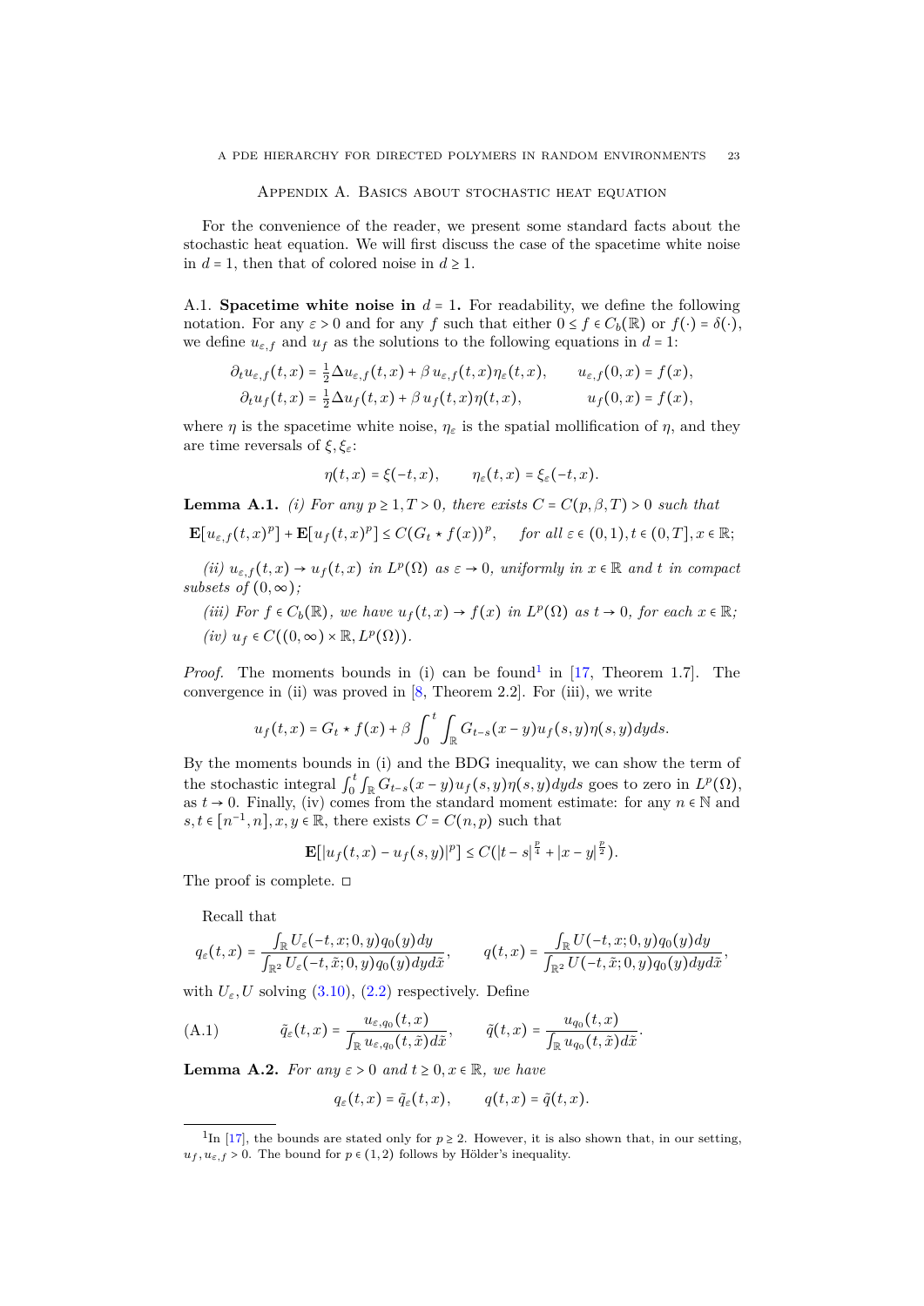## Appendix A. Basics about stochastic heat equation

For the convenience of the reader, we present some standard facts about the stochastic heat equation. We will first discuss the case of the spacetime white noise in $d = 1$, then that of colored noise in $d \geq 1$.

A.1. **Spacetime white noise in** $d = 1$**.** For readability, we define the following notation. For any $\varepsilon > 0$ and for any $f$ such that either $0 \leq f \in C_b(\mathbb{R})$ or $f(\cdot) = \delta(\cdot)$, we define $u_{\varepsilon,f}$ and $u_f$ as the solutions to the following equations in $d = 1$:

$$
\begin{aligned}
\partial_t u_{\varepsilon,f}(t,x) &= \tfrac{1}{2}\Delta u_{\varepsilon,f}(t,x) + \beta\, u_{\varepsilon,f}(t,x)\eta_\varepsilon(t,x), \qquad & u_{\varepsilon,f}(0,x) = f(x),\\
\partial_t u_f(t,x) &= \tfrac{1}{2}\Delta u_f(t,x) + \beta\, u_f(t,x)\eta(t,x), \qquad & u_f(0,x) = f(x),
\end{aligned}
$$

where $\eta$ is the spacetime white noise, $\eta_\varepsilon$ is the spatial mollification of $\eta$, and they are time reversals of $\xi, \xi_\varepsilon$:

$$
\eta(t,x) = \xi(-t,x), \qquad \eta_\varepsilon(t,x) = \xi_\varepsilon(-t,x).
$$

**Lemma A.1.** *(i) For any $p \geq 1, T > 0$, there exists $C = C(p,\beta,T) > 0$ such that*

$$
\mathbf{E}[u_{\varepsilon,f}(t,x)^p] + \mathbf{E}[u_f(t,x)^p] \leq C(G_t \star f(x))^p, \quad \text{for all } \varepsilon \in (0,1), t \in (0,T], x \in \mathbb{R};
$$

*(ii) $u_{\varepsilon,f}(t,x) \to u_f(t,x)$ in $L^p(\Omega)$ as $\varepsilon \to 0$, uniformly in $x \in \mathbb{R}$ and $t$ in compact subsets of $(0,\infty)$;*

*(iii) For $f \in C_b(\mathbb{R})$, we have $u_f(t,x) \to f(x)$ in $L^p(\Omega)$ as $t \to 0$, for each $x \in \mathbb{R}$;*

*(iv) $u_f \in C((0,\infty) \times \mathbb{R}, L^p(\Omega))$.*

*Proof.* The moments bounds in (i) can be found[1] in [17, Theorem 1.7]. The convergence in (ii) was proved in [8, Theorem 2.2]. For (iii), we write

$$
u_f(t,x) = G_t \star f(x) + \beta \int_0^t \int_{\mathbb{R}} G_{t-s}(x-y) u_f(s,y)\eta(s,y)\,dyds.
$$

By the moments bounds in (i) and the BDG inequality, we can show the term of the stochastic integral $\int_0^t \int_{\mathbb{R}} G_{t-s}(x-y) u_f(s,y)\eta(s,y)dyds$ goes to zero in $L^p(\Omega)$, as $t \to 0$. Finally, (iv) comes from the standard moment estimate: for any $n \in \mathbb{N}$ and $s,t \in [n^{-1}, n], x, y \in \mathbb{R}$, there exists $C = C(n,p)$ such that

$$
\mathbf{E}[|u_f(t,x) - u_f(s,y)|^p] \leq C(|t-s|^{\frac{p}{4}} + |x-y|^{\frac{p}{2}}).
$$

The proof is complete. □

Recall that

$$
q_\varepsilon(t,x) = \frac{\int_{\mathbb{R}} U_\varepsilon(-t,x;0,y) q_0(y)dy}{\int_{\mathbb{R}^2} U_\varepsilon(-t,\tilde{x};0,y) q_0(y)dyd\tilde{x}}, \qquad q(t,x) = \frac{\int_{\mathbb{R}} U(-t,x;0,y) q_0(y)dy}{\int_{\mathbb{R}^2} U(-t,\tilde{x};0,y) q_0(y)dyd\tilde{x}},
$$

with $U_\varepsilon, U$ solving (3.10), (2.2) respectively. Define

$$
\tilde{q}_\varepsilon(t,x) = \frac{u_{\varepsilon,q_0}(t,x)}{\int_{\mathbb{R}} u_{\varepsilon,q_0}(t,\tilde{x})d\tilde{x}}, \qquad \tilde{q}(t,x) = \frac{u_{q_0}(t,x)}{\int_{\mathbb{R}} u_{q_0}(t,\tilde{x})d\tilde{x}}. \tag{A.1}
$$

**Lemma A.2.** *For any $\varepsilon > 0$ and $t \geq 0, x \in \mathbb{R}$, we have*

$$
q_\varepsilon(t,x) = \tilde{q}_\varepsilon(t,x), \qquad q(t,x) = \tilde{q}(t,x).
$$

---

[1] In [17], the bounds are stated only for $p \geq 2$. However, it is also shown that, in our setting, $u_f, u_{\varepsilon,f} > 0$. The bound for $p \in (1,2)$ follows by Hölder's inequality.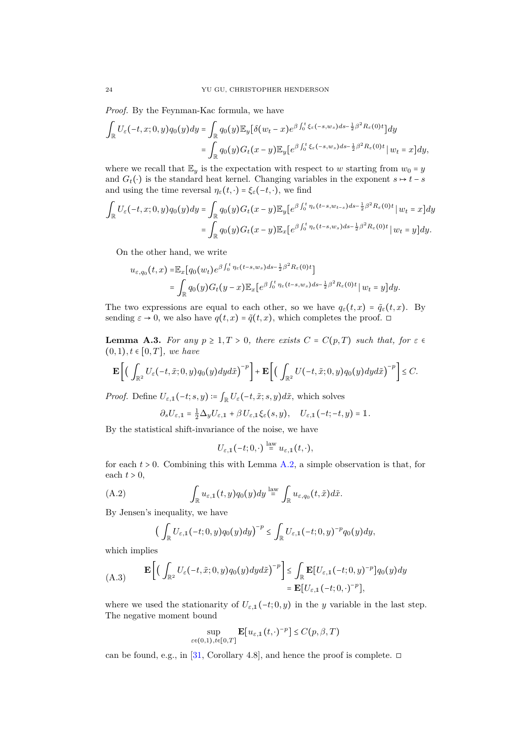*Proof.* By the Feynman-Kac formula, we have

$$
\begin{aligned}
\int_{\mathbb{R}} U_\varepsilon(-t,x;0,y)q_0(y)dy &= \int_{\mathbb{R}} q_0(y)\mathbb{E}_y\big[\delta(w_t-x)e^{\beta\int_0^t \xi_\varepsilon(-s,w_s)ds-\frac12\beta^2R_\varepsilon(0)t}\big]dy \\
&= \int_{\mathbb{R}} q_0(y)G_t(x-y)\mathbb{E}_y\big[e^{\beta\int_0^t \xi_\varepsilon(-s,w_s)ds-\frac12\beta^2R_\varepsilon(0)t}\,|\,w_t=x\big]dy,
\end{aligned}
$$

where we recall that $\mathbb{E}_y$ is the expectation with respect to $w$ starting from $w_0=y$ and $G_t(\cdot)$ is the standard heat kernel. Changing variables in the exponent $s\mapsto t-s$ and using the time reversal $\eta_\varepsilon(t,\cdot)=\xi_\varepsilon(-t,\cdot)$, we find

$$
\begin{aligned}
\int_{\mathbb{R}} U_\varepsilon(-t,x;0,y)q_0(y)dy &= \int_{\mathbb{R}} q_0(y)G_t(x-y)\mathbb{E}_y\big[e^{\beta\int_0^t \eta_\varepsilon(t-s,w_{t-s})ds-\frac12\beta^2R_\varepsilon(0)t}\,|\,w_t=x\big]dy \\
&= \int_{\mathbb{R}} q_0(y)G_t(x-y)\mathbb{E}_x\big[e^{\beta\int_0^t \eta_\varepsilon(t-s,w_s)ds-\frac12\beta^2R_\varepsilon(0)t}\,|\,w_t=y\big]dy.
\end{aligned}
$$

On the other hand, we write

$$
\begin{aligned}
u_{\varepsilon,q_0}(t,x) =&\mathbb{E}_x\big[q_0(w_t)e^{\beta\int_0^t \eta_\varepsilon(t-s,w_s)ds-\frac12\beta^2R_\varepsilon(0)t}\big] \\
&= \int_{\mathbb{R}} q_0(y)G_t(y-x)\mathbb{E}_x\big[e^{\beta\int_0^t \eta_\varepsilon(t-s,w_s)ds-\frac12\beta^2R_\varepsilon(0)t}\,|\,w_t=y\big]dy.
\end{aligned}
$$

The two expressions are equal to each other, so we have $q_\varepsilon(t,x)=\tilde q_\varepsilon(t,x)$. By sending $\varepsilon\to0$, we also have $q(t,x)=\tilde q(t,x)$, which completes the proof. $\square$

**Lemma A.3.** *For any $p\ge1, T>0$, there exists $C=C(p,T)$ such that, for $\varepsilon\in(0,1), t\in[0,T]$, we have*

$$
\mathbf{E}\Big[\Big(\int_{\mathbb{R}^2} U_\varepsilon(-t,\tilde x;0,y)q_0(y)dyd\tilde x\Big)^{-p}\Big]+\mathbf{E}\Big[\Big(\int_{\mathbb{R}^2} U(-t,\tilde x;0,y)q_0(y)dyd\tilde x\Big)^{-p}\Big]\le C.
$$

*Proof.* Define $U_{\varepsilon,\mathbb{1}}(-t;s,y):=\int_{\mathbb{R}} U_\varepsilon(-t,\tilde x;s,y)d\tilde x$, which solves

$$
\partial_s U_{\varepsilon,\mathbb{1}}=\tfrac12\Delta_y U_{\varepsilon,\mathbb{1}}+\beta\, U_{\varepsilon,\mathbb{1}}\xi_\varepsilon(s,y),\quad U_{\varepsilon,\mathbb{1}}(-t;-t,y)=\mathbb{1}.
$$

By the statistical shift-invariance of the noise, we have

$$
U_{\varepsilon,\mathbb{1}}(-t;0,\cdot)\stackrel{\text{law}}{=}u_{\varepsilon,\mathbb{1}}(t,\cdot),
$$

for each $t>0$. Combining this with Lemma A.2, a simple observation is that, for each $t>0$,

$$
\int_{\mathbb{R}} u_{\varepsilon,\mathbb{1}}(t,y)q_0(y)dy\stackrel{\text{law}}{=}\int_{\mathbb{R}} u_{\varepsilon,q_0}(t,\tilde x)d\tilde x. \tag{A.2}
$$

By Jensen's inequality, we have

$$
\Big(\int_{\mathbb{R}} U_{\varepsilon,\mathbb{1}}(-t;0,y)q_0(y)dy\Big)^{-p}\le\int_{\mathbb{R}} U_{\varepsilon,\mathbb{1}}(-t;0,y)^{-p}q_0(y)dy,
$$

which implies

$$
\begin{aligned}
\mathbf{E}\Big[\Big(\int_{\mathbb{R}^2} U_\varepsilon(-t,\tilde x;0,y)q_0(y)dyd\tilde x\Big)^{-p}\Big]&\le\int_{\mathbb{R}}\mathbf{E}[U_{\varepsilon,\mathbb{1}}(-t;0,y)^{-p}]q_0(y)dy \\
&=\mathbf{E}[U_{\varepsilon,\mathbb{1}}(-t;0,\cdot)^{-p}],
\end{aligned} \tag{A.3}
$$

where we used the stationarity of $U_{\varepsilon,\mathbb{1}}(-t;0,y)$ in the $y$ variable in the last step. The negative moment bound

$$
\sup_{\varepsilon\in(0,1),t\in[0,T]}\mathbf{E}[u_{\varepsilon,\mathbb{1}}(t,\cdot)^{-p}]\le C(p,\beta,T)
$$

can be found, e.g., in [31, Corollary 4.8], and hence the proof is complete. $\square$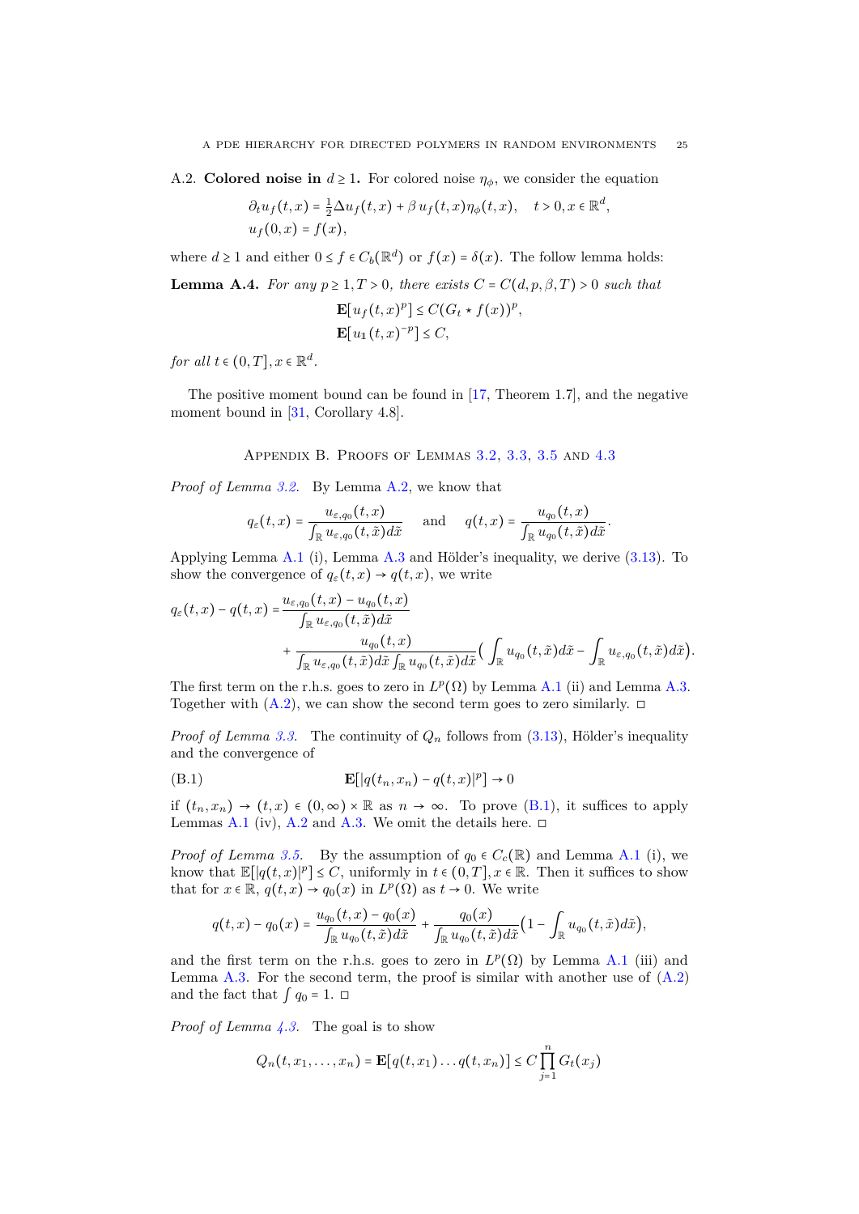A.2. **Colored noise in** $d \geq 1$**.** For colored noise $\eta_\phi$, we consider the equation

$$
\begin{aligned}
&\partial_t u_f(t,x) = \tfrac{1}{2}\Delta u_f(t,x) + \beta\, u_f(t,x)\eta_\phi(t,x), \quad t > 0, x \in \mathbb{R}^d,\\
&u_f(0,x) = f(x),
\end{aligned}
$$

where $d \geq 1$ and either $0 \leq f \in C_b(\mathbb{R}^d)$ or $f(x) = \delta(x)$. The follow lemma holds:

**Lemma A.4.** *For any $p \geq 1, T > 0$, there exists $C = C(d,p,\beta,T) > 0$ such that*

$$
\begin{aligned}
&\mathbf{E}[u_f(t,x)^p] \leq C(G_t \star f(x))^p,\\
&\mathbf{E}[u_{\mathbb{1}}(t,x)^{-p}] \leq C,
\end{aligned}
$$

*for all $t \in (0,T], x \in \mathbb{R}^d$.*

The positive moment bound can be found in [17, Theorem 1.7], and the negative moment bound in [31, Corollary 4.8].

## Appendix B. Proofs of Lemmas 3.2, 3.3, 3.5 and 4.3

*Proof of Lemma 3.2.* By Lemma A.2, we know that

$$
q_\varepsilon(t,x) = \frac{u_{\varepsilon,q_0}(t,x)}{\int_{\mathbb{R}} u_{\varepsilon,q_0}(t,\tilde{x})d\tilde{x}} \quad \text{and} \quad q(t,x) = \frac{u_{q_0}(t,x)}{\int_{\mathbb{R}} u_{q_0}(t,\tilde{x})d\tilde{x}}.
$$

Applying Lemma A.1 (i), Lemma A.3 and Hölder's inequality, we derive (3.13). To show the convergence of $q_\varepsilon(t,x) \to q(t,x)$, we write

$$
\begin{aligned}
q_\varepsilon(t,x) - q(t,x) = &\frac{u_{\varepsilon,q_0}(t,x) - u_{q_0}(t,x)}{\int_{\mathbb{R}} u_{\varepsilon,q_0}(t,\tilde{x})d\tilde{x}}\\
&+ \frac{u_{q_0}(t,x)}{\int_{\mathbb{R}} u_{\varepsilon,q_0}(t,\tilde{x})d\tilde{x}\int_{\mathbb{R}} u_{q_0}(t,\tilde{x})d\tilde{x}}\Big(\int_{\mathbb{R}} u_{q_0}(t,\tilde{x})d\tilde{x} - \int_{\mathbb{R}} u_{\varepsilon,q_0}(t,\tilde{x})d\tilde{x}\Big).
\end{aligned}
$$

The first term on the r.h.s. goes to zero in $L^p(\Omega)$ by Lemma A.1 (ii) and Lemma A.3. Together with (A.2), we can show the second term goes to zero similarly. □

*Proof of Lemma 3.3.* The continuity of $Q_n$ follows from (3.13), Hölder's inequality and the convergence of

$$
\mathbf{E}[|q(t_n,x_n) - q(t,x)|^p] \to 0 \tag{B.1}
$$

if $(t_n,x_n) \to (t,x) \in (0,\infty) \times \mathbb{R}$ as $n \to \infty$. To prove (B.1), it suffices to apply Lemmas A.1 (iv), A.2 and A.3. We omit the details here. □

*Proof of Lemma 3.5.* By the assumption of $q_0 \in C_c(\mathbb{R})$ and Lemma A.1 (i), we know that $\mathbb{E}[|q(t,x)|^p] \leq C$, uniformly in $t \in (0,T], x \in \mathbb{R}$. Then it suffices to show that for $x \in \mathbb{R}$, $q(t,x) \to q_0(x)$ in $L^p(\Omega)$ as $t \to 0$. We write

$$
q(t,x) - q_0(x) = \frac{u_{q_0}(t,x) - q_0(x)}{\int_{\mathbb{R}} u_{q_0}(t,\tilde{x})d\tilde{x}} + \frac{q_0(x)}{\int_{\mathbb{R}} u_{q_0}(t,\tilde{x})d\tilde{x}}\Big(1 - \int_{\mathbb{R}} u_{q_0}(t,\tilde{x})d\tilde{x}\Big),
$$

and the first term on the r.h.s. goes to zero in $L^p(\Omega)$ by Lemma A.1 (iii) and Lemma A.3. For the second term, the proof is similar with another use of (A.2) and the fact that $\int q_0 = 1$. □

*Proof of Lemma 4.3.* The goal is to show

$$
Q_n(t,x_1,\ldots,x_n) = \mathbf{E}[q(t,x_1)\ldots q(t,x_n)] \leq C\prod_{j=1}^n G_t(x_j)
$$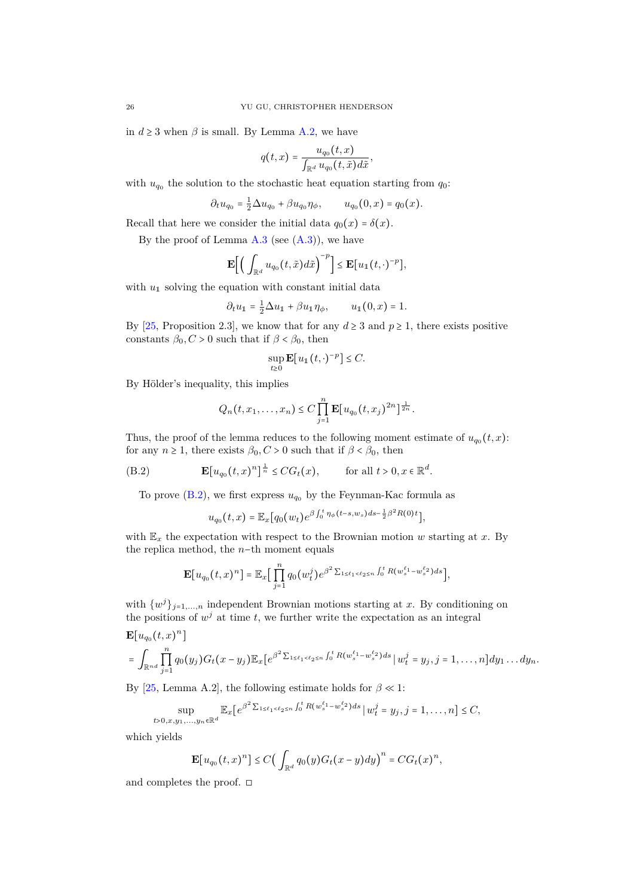in $d \geq 3$ when $\beta$ is small. By Lemma A.2, we have

$$q(t,x) = \frac{u_{q_0}(t,x)}{\int_{\mathbb{R}^d} u_{q_0}(t,\tilde{x})d\tilde{x}},$$

with $u_{q_0}$ the solution to the stochastic heat equation starting from $q_0$:

$$\partial_t u_{q_0} = \tfrac{1}{2}\Delta u_{q_0} + \beta u_{q_0}\eta_\phi, \qquad u_{q_0}(0,x) = q_0(x).$$

Recall that here we consider the initial data $q_0(x) = \delta(x)$.

By the proof of Lemma A.3 (see (A.3)), we have

$$\mathbf{E}\Big[\Big(\int_{\mathbb{R}^d} u_{q_0}(t,\tilde{x})d\tilde{x}\Big)^{-p}\Big] \leq \mathbf{E}\big[u_{\mathbb{1}}(t,\cdot)^{-p}\big],$$

with $u_{\mathbb{1}}$ solving the equation with constant initial data

$$\partial_t u_{\mathbb{1}} = \tfrac{1}{2}\Delta u_{\mathbb{1}} + \beta u_{\mathbb{1}}\eta_\phi, \qquad u_{\mathbb{1}}(0,x) = 1.$$

By [25, Proposition 2.3], we know that for any $d \geq 3$ and $p \geq 1$, there exists positive constants $\beta_0, C > 0$ such that if $\beta < \beta_0$, then

$$\sup_{t \geq 0} \mathbf{E}\big[u_{\mathbb{1}}(t,\cdot)^{-p}\big] \leq C.$$

By Hölder's inequality, this implies

$$Q_n(t,x_1,\ldots,x_n) \leq C\prod_{j=1}^n \mathbf{E}\big[u_{q_0}(t,x_j)^{2n}\big]^{\frac{1}{2n}}.$$

Thus, the proof of the lemma reduces to the following moment estimate of $u_{q_0}(t,x)$: for any $n \geq 1$, there exists $\beta_0, C > 0$ such that if $\beta < \beta_0$, then

$$\mathbf{E}\big[u_{q_0}(t,x)^n\big]^{\frac{1}{n}} \leq CG_t(x), \qquad \text{for all } t > 0, x \in \mathbb{R}^d. \tag{B.2}$$

To prove (B.2), we first express $u_{q_0}$ by the Feynman-Kac formula as

$$u_{q_0}(t,x) = \mathbb{E}_x\big[q_0(w_t)e^{\beta\int_0^t \eta_\phi(t-s,w_s)ds - \frac{1}{2}\beta^2 R(0)t}\big],$$

with $\mathbb{E}_x$ the expectation with respect to the Brownian motion $w$ starting at $x$. By the replica method, the $n$−th moment equals

$$\mathbf{E}\big[u_{q_0}(t,x)^n\big] = \mathbb{E}_x\Big[\prod_{j=1}^n q_0(w_t^j)e^{\beta^2\sum_{1\leq \ell_1<\ell_2\leq n}\int_0^t R(w_s^{\ell_1}-w_s^{\ell_2})ds}\Big],$$

with $\{w^j\}_{j=1,\ldots,n}$ independent Brownian motions starting at $x$. By conditioning on the positions of $w^j$ at time $t$, we further write the expectation as an integral

$$\begin{aligned}
&\mathbf{E}\big[u_{q_0}(t,x)^n\big] \\
&= \int_{\mathbb{R}^{nd}} \prod_{j=1}^n q_0(y_j)G_t(x-y_j)\mathbb{E}_x\big[e^{\beta^2\sum_{1\leq\ell_1<\ell_2\leq n}\int_0^t R(w_s^{\ell_1}-w_s^{\ell_2})ds} \,|\, w_t^j = y_j, j=1,\ldots,n\big]dy_1\ldots dy_n.
\end{aligned}$$

By [25, Lemma A.2], the following estimate holds for $\beta \ll 1$:

$$\sup_{t>0,x,y_1,\ldots,y_n\in\mathbb{R}^d} \mathbb{E}_x\big[e^{\beta^2\sum_{1\leq\ell_1<\ell_2\leq n}\int_0^t R(w_s^{\ell_1}-w_s^{\ell_2})ds} \,|\, w_t^j = y_j, j=1,\ldots,n\big] \leq C,$$

which yields

$$\mathbf{E}\big[u_{q_0}(t,x)^n\big] \leq C\Big(\int_{\mathbb{R}^d} q_0(y)G_t(x-y)dy\Big)^n = CG_t(x)^n,$$

and completes the proof. □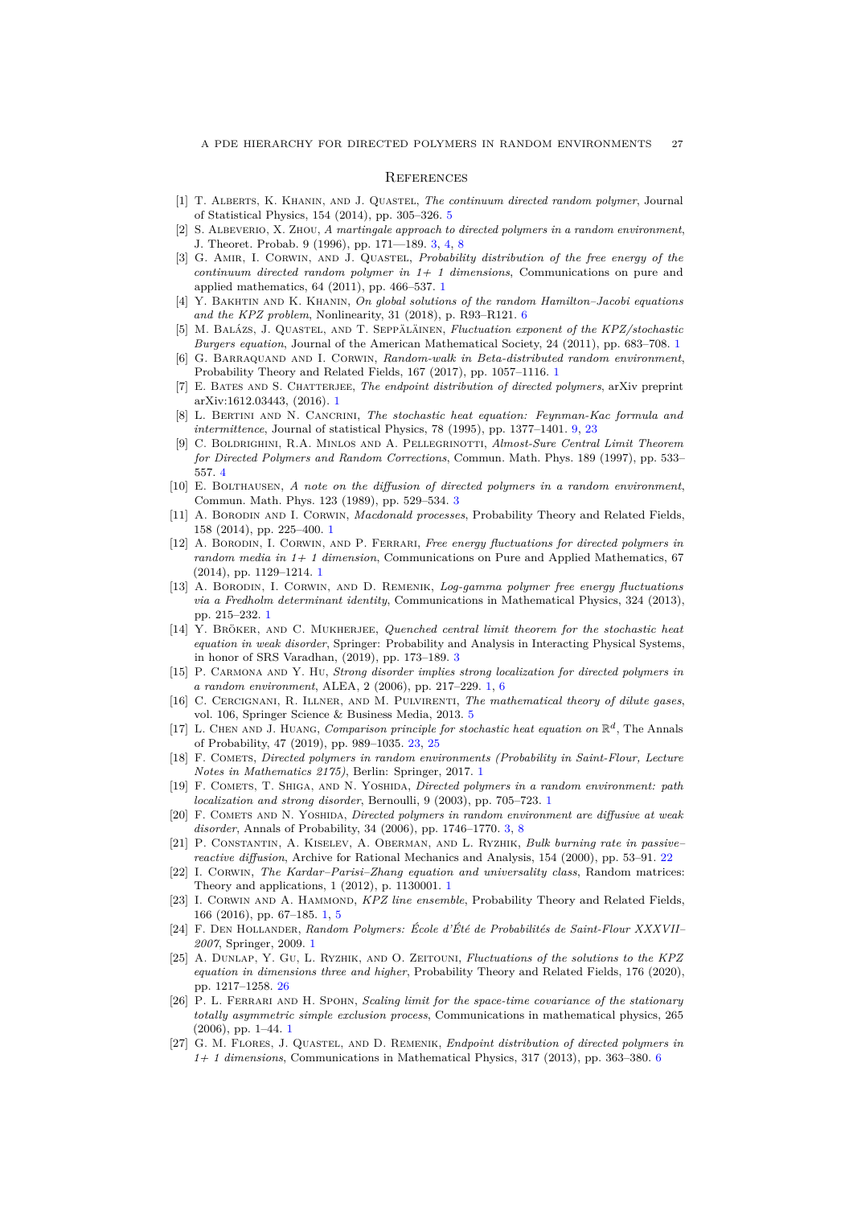## References

[1] T. Alberts, K. Khanin, and J. Quastel, *The continuum directed random polymer*, Journal of Statistical Physics, 154 (2014), pp. 305–326. 5

[2] S. Albeverio, X. Zhou, *A martingale approach to directed polymers in a random environment*, J. Theoret. Probab. 9 (1996), pp. 171—189. 3, 4, 8

[3] G. Amir, I. Corwin, and J. Quastel, *Probability distribution of the free energy of the continuum directed random polymer in 1+ 1 dimensions*, Communications on pure and applied mathematics, 64 (2011), pp. 466–537. 1

[4] Y. Bakhtin and K. Khanin, *On global solutions of the random Hamilton–Jacobi equations and the KPZ problem*, Nonlinearity, 31 (2018), p. R93–R121. 6

[5] M. Balázs, J. Quastel, and T. Seppäläinen, *Fluctuation exponent of the KPZ/stochastic Burgers equation*, Journal of the American Mathematical Society, 24 (2011), pp. 683–708. 1

[6] G. Barraquand and I. Corwin, *Random-walk in Beta-distributed random environment*, Probability Theory and Related Fields, 167 (2017), pp. 1057–1116. 1

[7] E. Bates and S. Chatterjee, *The endpoint distribution of directed polymers*, arXiv preprint arXiv:1612.03443, (2016). 1

[8] L. Bertini and N. Cancrini, *The stochastic heat equation: Feynman-Kac formula and intermittence*, Journal of statistical Physics, 78 (1995), pp. 1377–1401. 9, 23

[9] C. Boldrighini, R.A. Minlos and A. Pellegrinotti, *Almost-Sure Central Limit Theorem for Directed Polymers and Random Corrections*, Commun. Math. Phys. 189 (1997), pp. 533–557. 4

[10] E. Bolthausen, *A note on the diffusion of directed polymers in a random environment*, Commun. Math. Phys. 123 (1989), pp. 529–534. 3

[11] A. Borodin and I. Corwin, *Macdonald processes*, Probability Theory and Related Fields, 158 (2014), pp. 225–400. 1

[12] A. Borodin, I. Corwin, and P. Ferrari, *Free energy fluctuations for directed polymers in random media in 1+ 1 dimension*, Communications on Pure and Applied Mathematics, 67 (2014), pp. 1129–1214. 1

[13] A. Borodin, I. Corwin, and D. Remenik, *Log-gamma polymer free energy fluctuations via a Fredholm determinant identity*, Communications in Mathematical Physics, 324 (2013), pp. 215–232. 1

[14] Y. Bröker, and C. Mukherjee, *Quenched central limit theorem for the stochastic heat equation in weak disorder*, Springer: Probability and Analysis in Interacting Physical Systems, in honor of SRS Varadhan, (2019), pp. 173–189. 3

[15] P. Carmona and Y. Hu, *Strong disorder implies strong localization for directed polymers in a random environment*, ALEA, 2 (2006), pp. 217–229. 1, 6

[16] C. Cercignani, R. Illner, and M. Pulvirenti, *The mathematical theory of dilute gases*, vol. 106, Springer Science & Business Media, 2013. 5

[17] L. Chen and J. Huang, *Comparison principle for stochastic heat equation on* $\mathbb{R}^d$, The Annals of Probability, 47 (2019), pp. 989–1035. 23, 25

[18] F. Comets, *Directed polymers in random environments (Probability in Saint-Flour, Lecture Notes in Mathematics 2175)*, Berlin: Springer, 2017. 1

[19] F. Comets, T. Shiga, and N. Yoshida, *Directed polymers in a random environment: path localization and strong disorder*, Bernoulli, 9 (2003), pp. 705–723. 1

[20] F. Comets and N. Yoshida, *Directed polymers in random environment are diffusive at weak disorder*, Annals of Probability, 34 (2006), pp. 1746–1770. 3, 8

[21] P. Constantin, A. Kiselev, A. Oberman, and L. Ryzhik, *Bulk burning rate in passive–reactive diffusion*, Archive for Rational Mechanics and Analysis, 154 (2000), pp. 53–91. 22

[22] I. Corwin, *The Kardar–Parisi–Zhang equation and universality class*, Random matrices: Theory and applications, 1 (2012), p. 1130001. 1

[23] I. Corwin and A. Hammond, *KPZ line ensemble*, Probability Theory and Related Fields, 166 (2016), pp. 67–185. 1, 5

[24] F. Den Hollander, *Random Polymers: École d'Été de Probabilités de Saint-Flour XXXVII–2007*, Springer, 2009. 1

[25] A. Dunlap, Y. Gu, L. Ryzhik, and O. Zeitouni, *Fluctuations of the solutions to the KPZ equation in dimensions three and higher*, Probability Theory and Related Fields, 176 (2020), pp. 1217–1258. 26

[26] P. L. Ferrari and H. Spohn, *Scaling limit for the space-time covariance of the stationary totally asymmetric simple exclusion process*, Communications in mathematical physics, 265 (2006), pp. 1–44. 1

[27] G. M. Flores, J. Quastel, and D. Remenik, *Endpoint distribution of directed polymers in 1+ 1 dimensions*, Communications in Mathematical Physics, 317 (2013), pp. 363–380. 6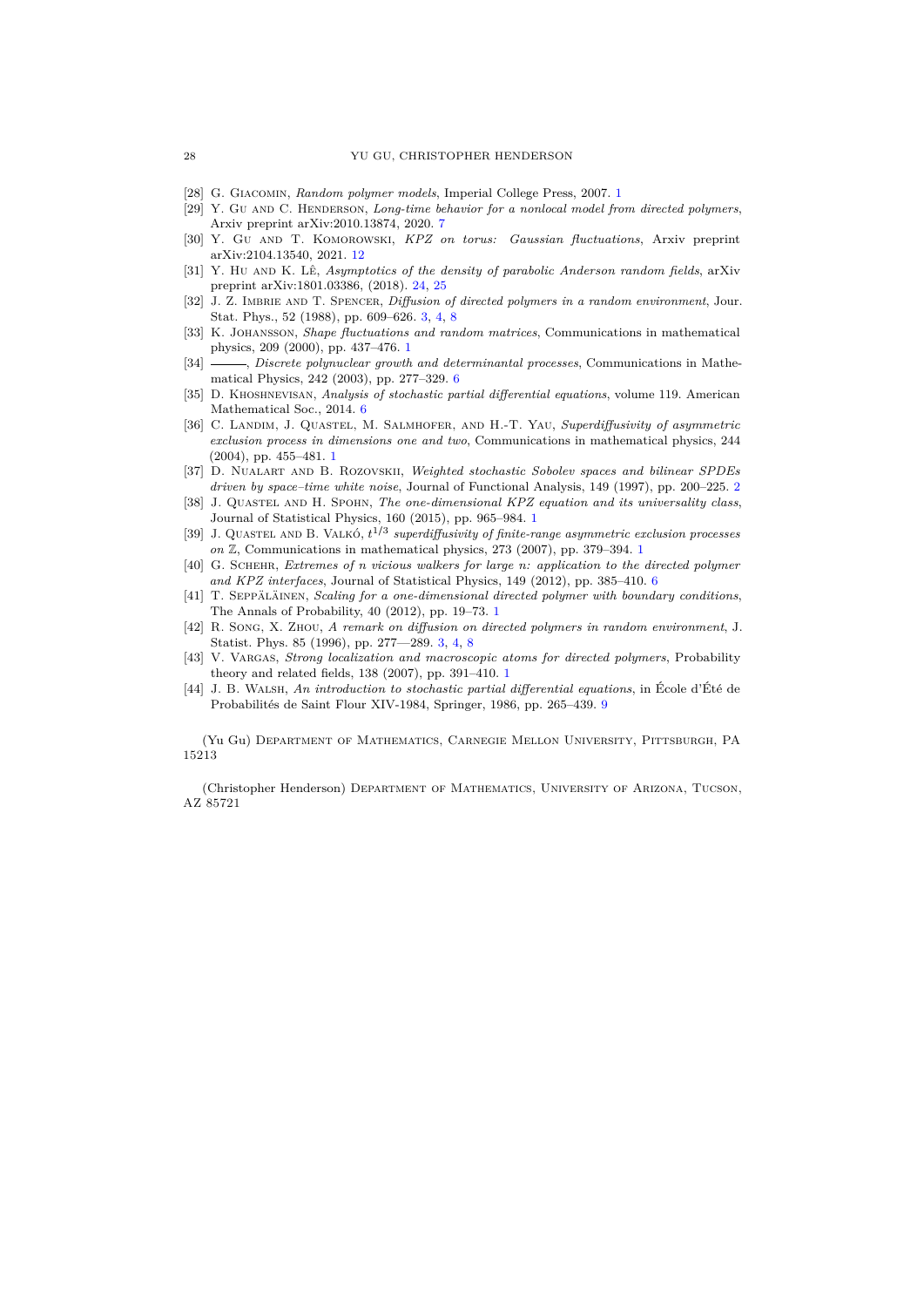[28] G. Giacomin, *Random polymer models*, Imperial College Press, 2007. 1

[29] Y. Gu and C. Henderson, *Long-time behavior for a nonlocal model from directed polymers*, Arxiv preprint arXiv:2010.13874, 2020. 7

[30] Y. Gu and T. Komorowski, *KPZ on torus: Gaussian fluctuations*, Arxiv preprint arXiv:2104.13540, 2021. 12

[31] Y. Hu and K. Lê, *Asymptotics of the density of parabolic Anderson random fields*, arXiv preprint arXiv:1801.03386, (2018). 24, 25

[32] J. Z. Imbrie and T. Spencer, *Diffusion of directed polymers in a random environment*, Jour. Stat. Phys., 52 (1988), pp. 609–626. 3, 4, 8

[33] K. Johansson, *Shape fluctuations and random matrices*, Communications in mathematical physics, 209 (2000), pp. 437–476. 1

[34] ———, *Discrete polynuclear growth and determinantal processes*, Communications in Mathematical Physics, 242 (2003), pp. 277–329. 6

[35] D. Khoshnevisan, *Analysis of stochastic partial differential equations*, volume 119. American Mathematical Soc., 2014. 6

[36] C. Landim, J. Quastel, M. Salmhofer, and H.-T. Yau, *Superdiffusivity of asymmetric exclusion process in dimensions one and two*, Communications in mathematical physics, 244 (2004), pp. 455–481. 1

[37] D. Nualart and B. Rozovskii, *Weighted stochastic Sobolev spaces and bilinear SPDEs driven by space–time white noise*, Journal of Functional Analysis, 149 (1997), pp. 200–225. 2

[38] J. Quastel and H. Spohn, *The one-dimensional KPZ equation and its universality class*, Journal of Statistical Physics, 160 (2015), pp. 965–984. 1

[39] J. Quastel and B. Valkó, *$t^{1/3}$ superdiffusivity of finite-range asymmetric exclusion processes on $\mathbb{Z}$*, Communications in mathematical physics, 273 (2007), pp. 379–394. 1

[40] G. Schehr, *Extremes of n vicious walkers for large n: application to the directed polymer and KPZ interfaces*, Journal of Statistical Physics, 149 (2012), pp. 385–410. 6

[41] T. Seppäläinen, *Scaling for a one-dimensional directed polymer with boundary conditions*, The Annals of Probability, 40 (2012), pp. 19–73. 1

[42] R. Song, X. Zhou, *A remark on diffusion on directed polymers in random environment*, J. Statist. Phys. 85 (1996), pp. 277—289. 3, 4, 8

[43] V. Vargas, *Strong localization and macroscopic atoms for directed polymers*, Probability theory and related fields, 138 (2007), pp. 391–410. 1

[44] J. B. Walsh, *An introduction to stochastic partial differential equations*, in École d'Été de Probabilités de Saint Flour XIV-1984, Springer, 1986, pp. 265–439. 9

(Yu Gu) Department of Mathematics, Carnegie Mellon University, Pittsburgh, PA 15213

(Christopher Henderson) Department of Mathematics, University of Arizona, Tucson, AZ 85721